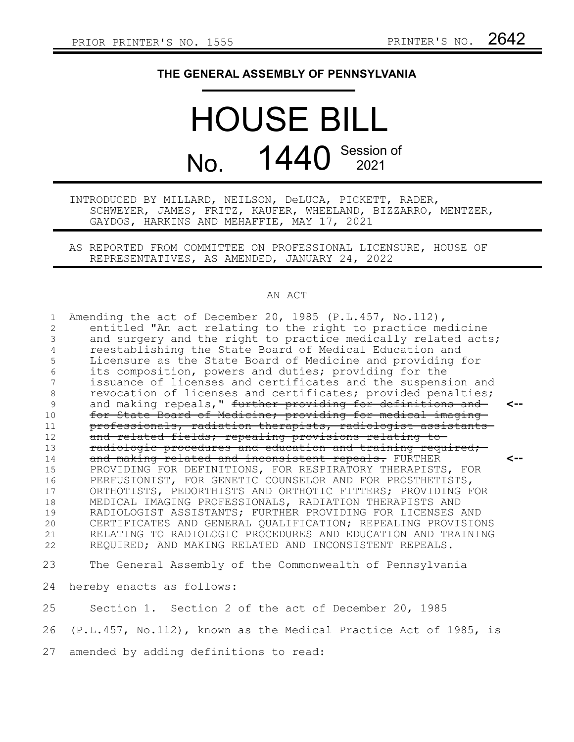PRIOR PRINTER'S NO. 1555 PRINTER'S NO. 2642

# THE GENERAL ASSEMBLY OF PENNSYLVANIA

# HOUSE BILL

## No. 1440 Session of 2021

INTRODUCED BY MILLARD, NEILSON, DeLUCA, PICKETT, RADER, SCHWEYER, JAMES, FRITZ, KAUFER, WHEELAND, BIZZARRO, MENTZER, GAYDOS, HARKINS AND MEHAFFIE, MAY 17, 2021

AS REPORTED FROM COMMITTEE ON PROFESSIONAL LICENSURE, HOUSE OF REPRESENTATIVES, AS AMENDED, JANUARY 24, 2022

AN ACT

Amending the act of December 20, 1985 (P.L.457, No.112), entitled "An act relating to the right to practice medicine and surgery and the right to practice medically related acts; reestablishing the State Board of Medical Education and Licensure as the State Board of Medicine and providing for its composition, powers and duties; providing for the issuance of licenses and certificates and the suspension and revocation of licenses and certificates; provided penalties; and making repeals," ~~further providing for definitions and for State Board of Medicine; providing for medical imaging professionals, radiation therapists, radiologist assistants and related fields; repealing provisions relating to radiologic procedures and education and training required; and making related and inconsistent repeals.~~ FURTHER PROVIDING FOR DEFINITIONS, FOR RESPIRATORY THERAPISTS, FOR PERFUSIONIST, FOR GENETIC COUNSELOR AND FOR PROSTHETISTS, ORTHOTISTS, PEDORTHISTS AND ORTHOTIC FITTERS; PROVIDING FOR MEDICAL IMAGING PROFESSIONALS, RADIATION THERAPISTS AND RADIOLOGIST ASSISTANTS; FURTHER PROVIDING FOR LICENSES AND CERTIFICATES AND GENERAL QUALIFICATION; REPEALING PROVISIONS RELATING TO RADIOLOGIC PROCEDURES AND EDUCATION AND TRAINING REQUIRED; AND MAKING RELATED AND INCONSISTENT REPEALS.

The General Assembly of the Commonwealth of Pennsylvania hereby enacts as follows:

Section 1. Section 2 of the act of December 20, 1985 (P.L.457, No.112), known as the Medical Practice Act of 1985, is amended by adding definitions to read: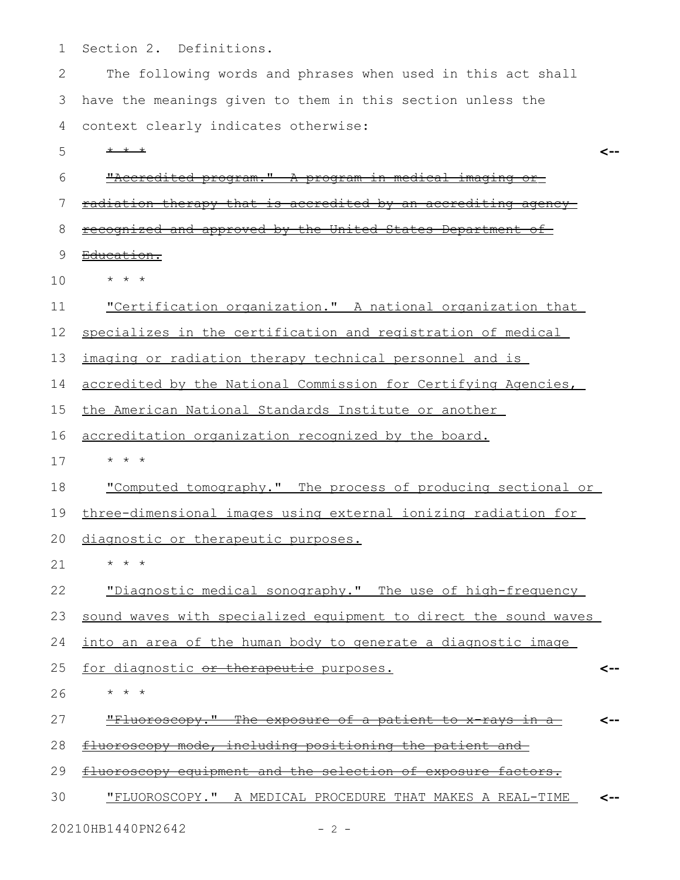Section 2. Definitions.

The following words and phrases when used in this act shall have the meanings given to them in this section unless the context clearly indicates otherwise:

~~* * *~~

~~"Accredited program." A program in medical imaging or radiation therapy that is accredited by an accrediting agency recognized and approved by the United States Department of Education.~~

* * *

<u>"Certification organization." A national organization that specializes in the certification and registration of medical imaging or radiation therapy technical personnel and is accredited by the National Commission for Certifying Agencies, the American National Standards Institute or another accreditation organization recognized by the board.</u>

* * *

<u>"Computed tomography." The process of producing sectional or three-dimensional images using external ionizing radiation for diagnostic or therapeutic purposes.</u>

* * *

<u>"Diagnostic medical sonography." The use of high-frequency sound waves with specialized equipment to direct the sound waves into an area of the human body to generate a diagnostic image for diagnostic</u> ~~or therapeutic~~ <u>purposes.</u>

* * *

~~"Fluoroscopy." The exposure of a patient to x-rays in a fluoroscopy mode, including positioning the patient and fluoroscopy equipment and the selection of exposure factors.~~

"FLUOROSCOPY." A MEDICAL PROCEDURE THAT MAKES A REAL-TIME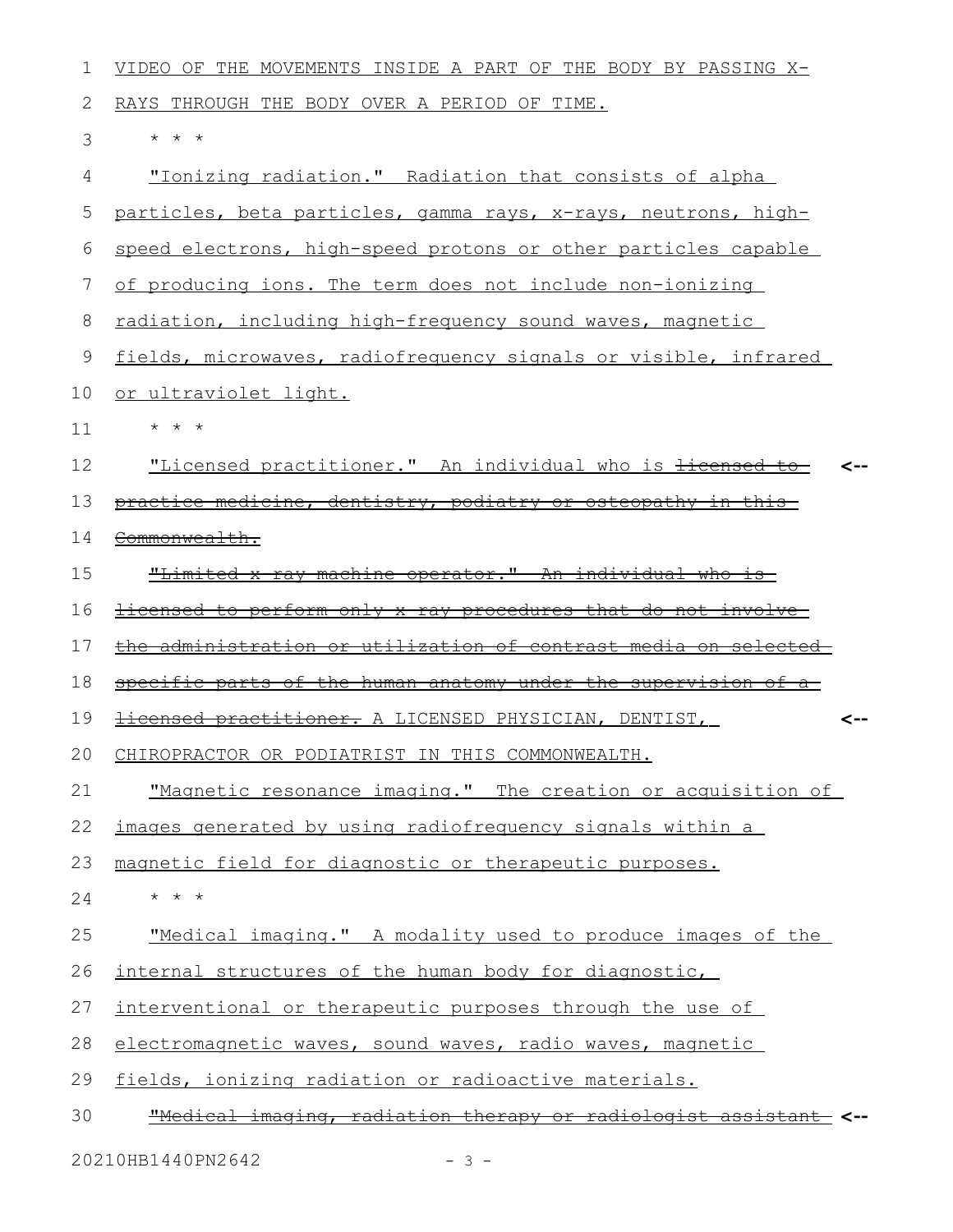VIDEO OF THE MOVEMENTS INSIDE A PART OF THE BODY BY PASSING X-RAYS THROUGH THE BODY OVER A PERIOD OF TIME.

* * *

"Ionizing radiation." Radiation that consists of alpha particles, beta particles, gamma rays, x-rays, neutrons, high-speed electrons, high-speed protons or other particles capable of producing ions. The term does not include non-ionizing radiation, including high-frequency sound waves, magnetic fields, microwaves, radiofrequency signals or visible, infrared or ultraviolet light.

* * *

"Licensed practitioner." An individual who is ~~licensed to practice medicine, dentistry, podiatry or osteopathy in this Commonwealth.~~

~~"Limited x-ray machine operator." An individual who is licensed to perform only x-ray procedures that do not involve the administration or utilization of contrast media on selected specific parts of the human anatomy under the supervision of a licensed practitioner.~~ A LICENSED PHYSICIAN, DENTIST, CHIROPRACTOR OR PODIATRIST IN THIS COMMONWEALTH.

"Magnetic resonance imaging." The creation or acquisition of images generated by using radiofrequency signals within a magnetic field for diagnostic or therapeutic purposes.

* * *

"Medical imaging." A modality used to produce images of the internal structures of the human body for diagnostic, interventional or therapeutic purposes through the use of electromagnetic waves, sound waves, radio waves, magnetic fields, ionizing radiation or radioactive materials.

~~"Medical imaging, radiation therapy or radiologist assistant~~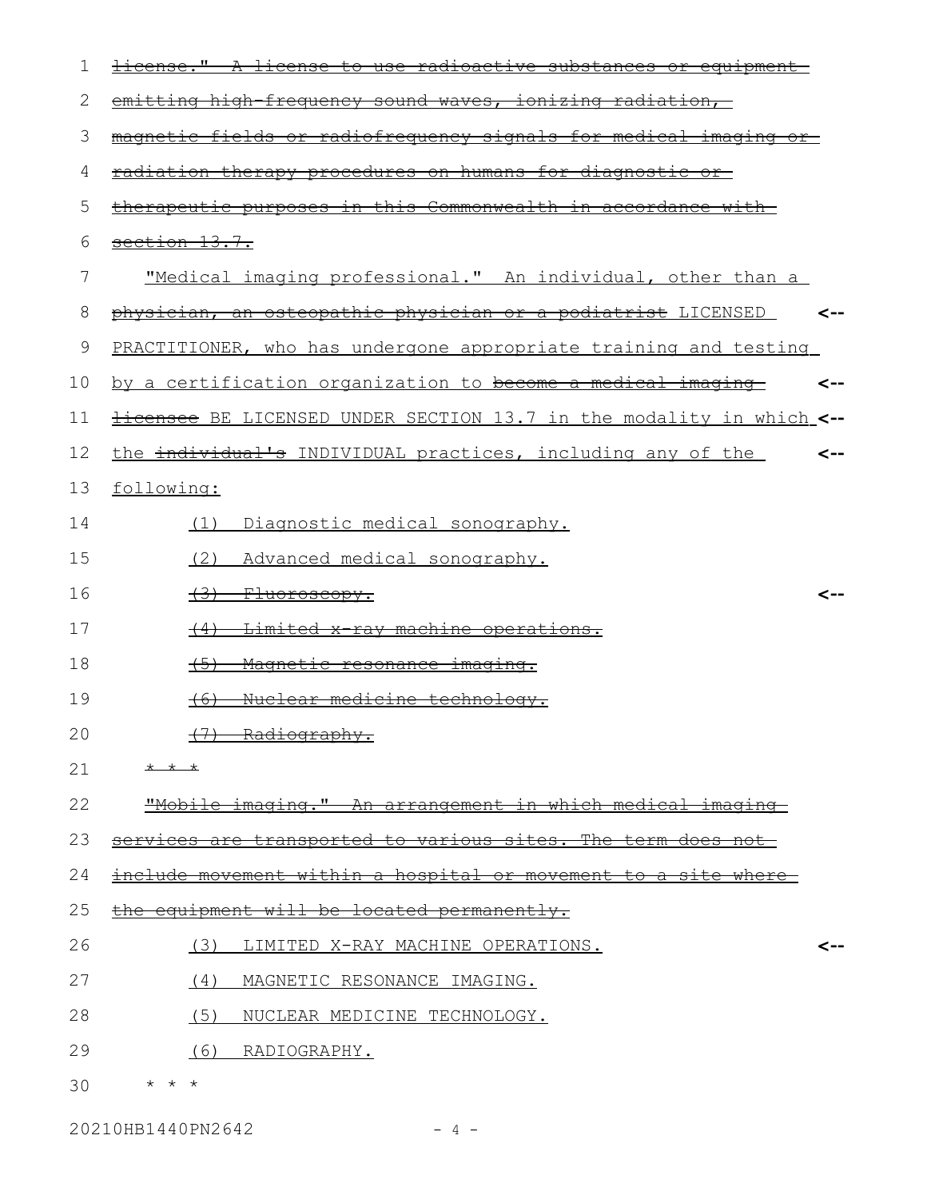~~license." A license to use radioactive substances or equipment emitting high-frequency sound waves, ionizing radiation, magnetic fields or radiofrequency signals for medical imaging or radiation therapy procedures on humans for diagnostic or therapeutic purposes in this Commonwealth in accordance with section 13.7.~~

"Medical imaging professional." An individual, other than a ~~physician, an osteopathic physician or a podiatrist~~ LICENSED PRACTITIONER, who has undergone appropriate training and testing by a certification organization to ~~become a medical imaging licensee~~ BE LICENSED UNDER SECTION 13.7 in the modality in which the ~~individual's~~ INDIVIDUAL practices, including any of the following:

(1) Diagnostic medical sonography.

(2) Advanced medical sonography.

~~(3) Fluoroscopy.~~

~~(4) Limited x-ray machine operations.~~

~~(5) Magnetic resonance imaging.~~

~~(6) Nuclear medicine technology.~~

~~(7) Radiography.~~

~~* * *~~

~~"Mobile imaging." An arrangement in which medical imaging services are transported to various sites. The term does not include movement within a hospital or movement to a site where the equipment will be located permanently.~~

(3) LIMITED X-RAY MACHINE OPERATIONS.

(4) MAGNETIC RESONANCE IMAGING.

(5) NUCLEAR MEDICINE TECHNOLOGY.

(6) RADIOGRAPHY.

* * *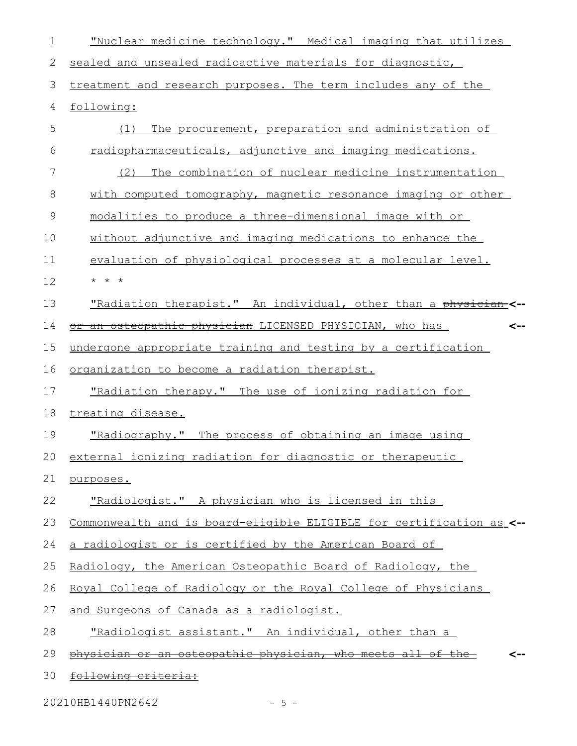"Nuclear medicine technology." Medical imaging that utilizes sealed and unsealed radioactive materials for diagnostic, treatment and research purposes. The term includes any of the following:

(1) The procurement, preparation and administration of radiopharmaceuticals, adjunctive and imaging medications.

(2) The combination of nuclear medicine instrumentation with computed tomography, magnetic resonance imaging or other modalities to produce a three-dimensional image with or without adjunctive and imaging medications to enhance the evaluation of physiological processes at a molecular level.

\* \* \*

"Radiation therapist." An individual, other than a ~~physician or an osteopathic physician~~ LICENSED PHYSICIAN, who has undergone appropriate training and testing by a certification organization to become a radiation therapist.

"Radiation therapy." The use of ionizing radiation for treating disease.

"Radiography." The process of obtaining an image using external ionizing radiation for diagnostic or therapeutic purposes.

"Radiologist." A physician who is licensed in this Commonwealth and is ~~board-eligible~~ ELIGIBLE for certification as a radiologist or is certified by the American Board of Radiology, the American Osteopathic Board of Radiology, the Royal College of Radiology or the Royal College of Physicians and Surgeons of Canada as a radiologist.

"Radiologist assistant." An individual, other than a ~~physician or an osteopathic physician, who meets all of the following criteria:~~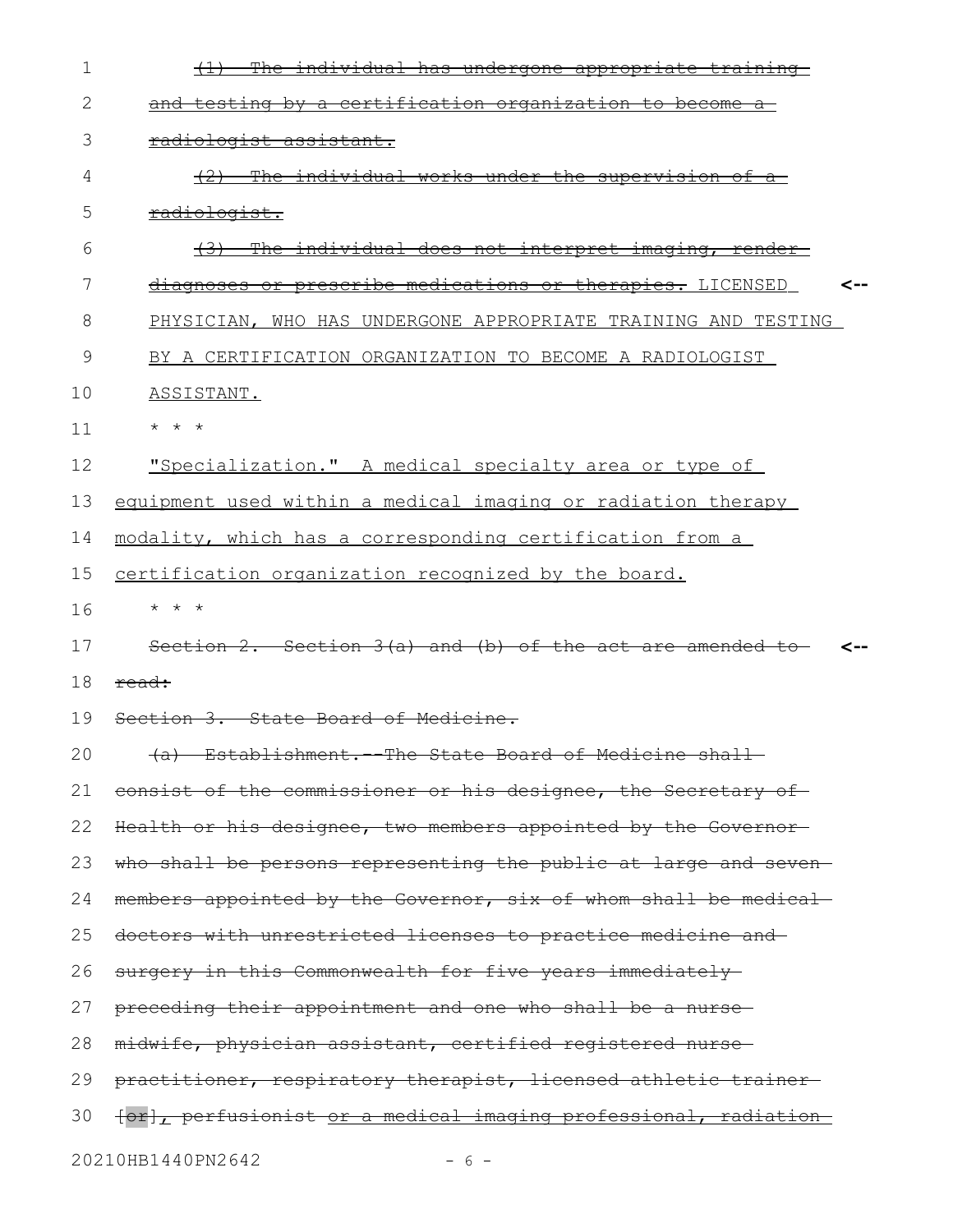~~(1) The individual has undergone appropriate training and testing by a certification organization to become a radiologist assistant.~~

~~(2) The individual works under the supervision of a radiologist.~~

~~(3) The individual does not interpret imaging, render diagnoses or prescribe medications or therapies.~~ <u>LICENSED PHYSICIAN, WHO HAS UNDERGONE APPROPRIATE TRAINING AND TESTING BY A CERTIFICATION ORGANIZATION TO BECOME A RADIOLOGIST ASSISTANT.</u> <--

\* \* \*

<u>"Specialization." A medical specialty area or type of equipment used within a medical imaging or radiation therapy modality, which has a corresponding certification from a certification organization recognized by the board.</u>

\* \* \*

~~Section 2. Section 3(a) and (b) of the act are amended to read:~~ <--

~~Section 3. State Board of Medicine.~~

~~(a) Establishment.--The State Board of Medicine shall consist of the commissioner or his designee, the Secretary of Health or his designee, two members appointed by the Governor who shall be persons representing the public at large and seven members appointed by the Governor, six of whom shall be medical doctors with unrestricted licenses to practice medicine and surgery in this Commonwealth for five years immediately preceding their appointment and one who shall be a nurse midwife, physician assistant, certified registered nurse practitioner, respiratory therapist, licensed athletic trainer [or], perfusionist or a medical imaging professional, radiation~~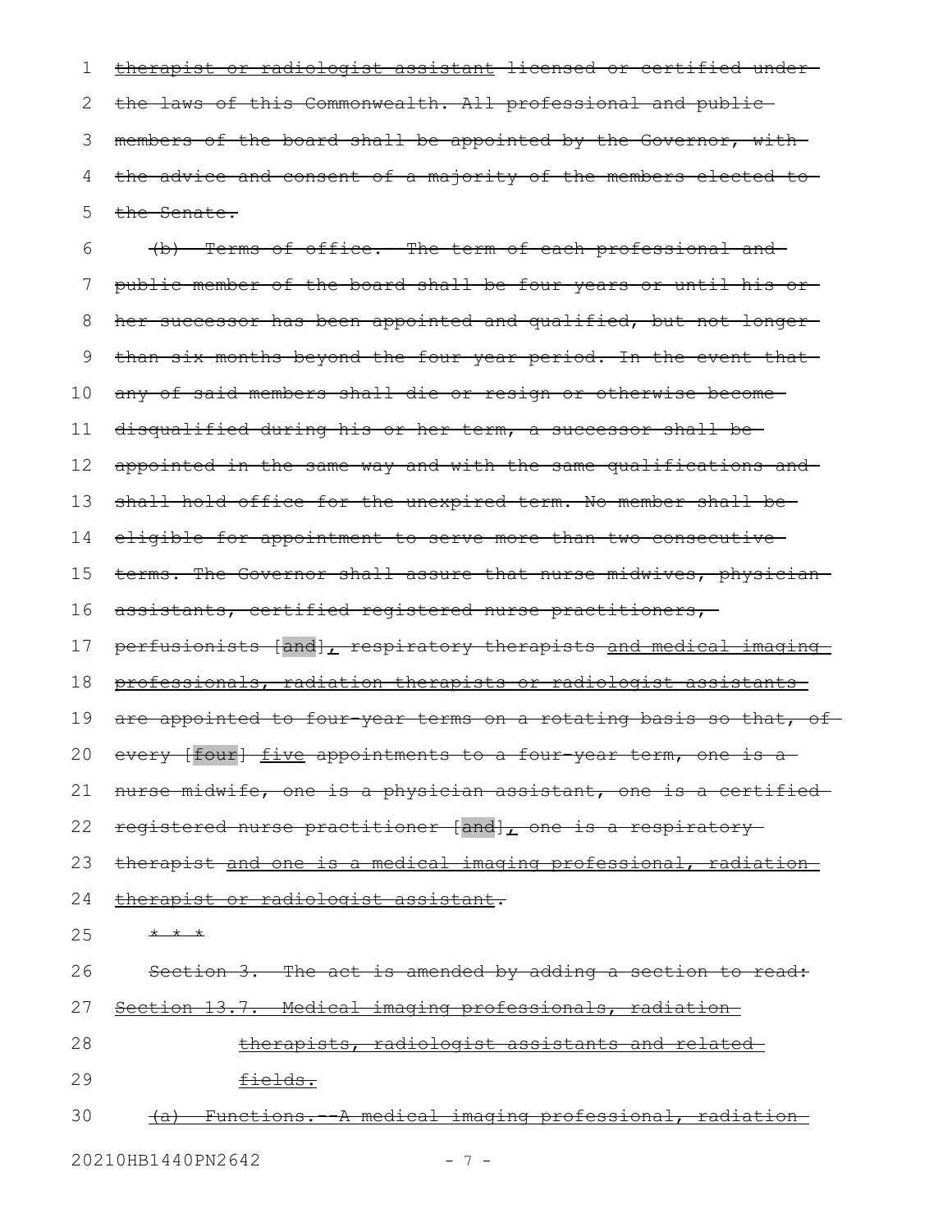therapist or radiologist assistant licensed or certified under the laws of this Commonwealth. All professional and public members of the board shall be appointed by the Governor, with the advice and consent of a majority of the members elected to the Senate.

(b) Terms of office.--The term of each professional and public member of the board shall be four years or until his or her successor has been appointed and qualified, but not longer than six months beyond the four-year period. In the event that any of said members shall die or resign or otherwise become disqualified during his or her term, a successor shall be appointed in the same way and with the same qualifications and shall hold office for the unexpired term. No member shall be eligible for appointment to serve more than two consecutive terms. The Governor shall assure that nurse midwives, physician assistants, certified registered nurse practitioners, perfusionists [and], respiratory therapists and medical imaging professionals, radiation therapists or radiologist assistants are appointed to four-year terms on a rotating basis so that, of every [four] five appointments to a four-year term, one is a nurse midwife, one is a physician assistant, one is a certified registered nurse practitioner [and], one is a respiratory therapist and one is a medical imaging professional, radiation therapist or radiologist assistant.

* * *

Section 3. The act is amended by adding a section to read:

Section 13.7. Medical imaging professionals, radiation therapists, radiologist assistants and related fields.

(a) Functions.--A medical imaging professional, radiation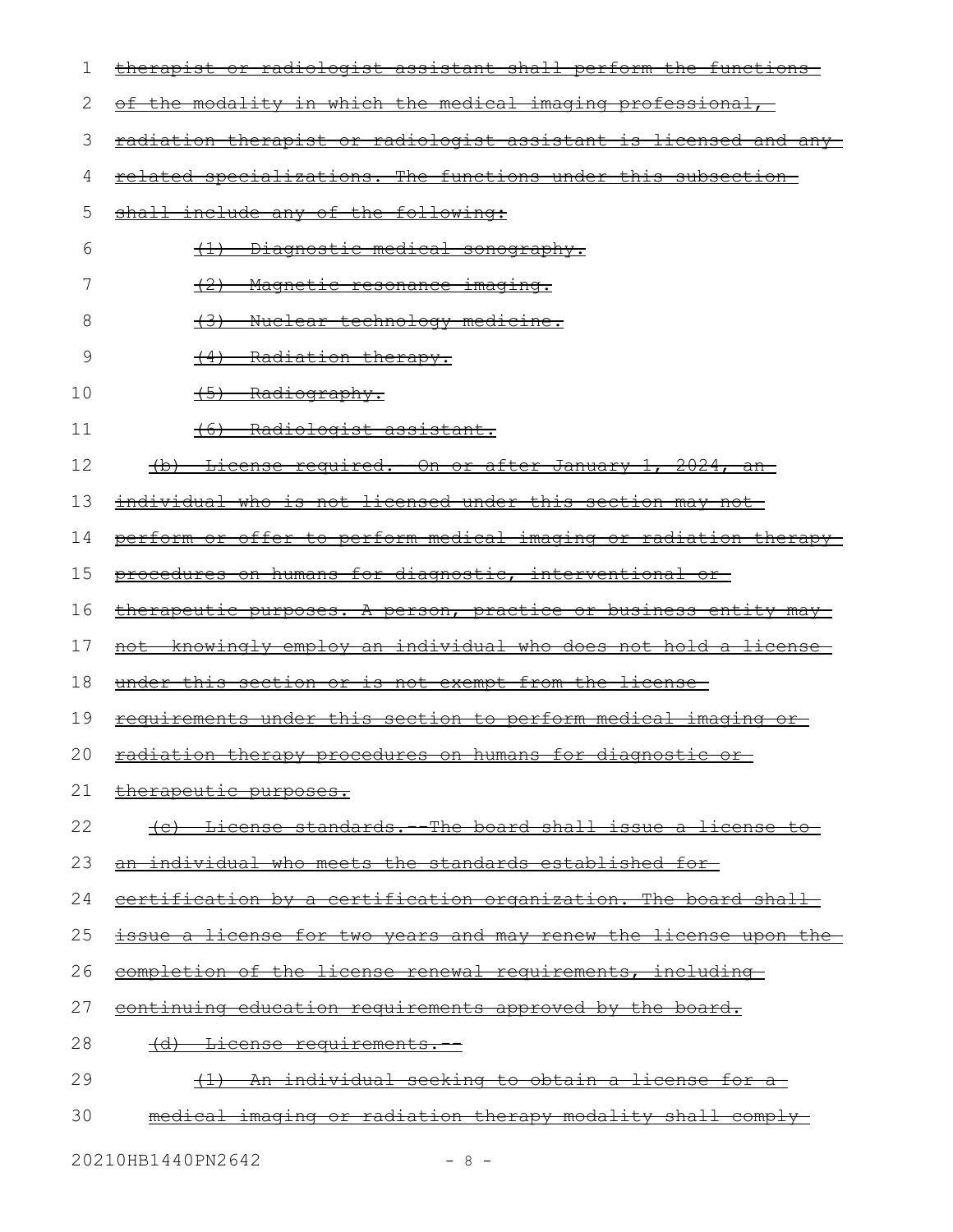therapist or radiologist assistant shall perform the functions of the modality in which the medical imaging professional, radiation therapist or radiologist assistant is licensed and any related specializations. The functions under this subsection shall include any of the following:

(1) Diagnostic medical sonography.

(2) Magnetic resonance imaging.

(3) Nuclear technology medicine.

(4) Radiation therapy.

(5) Radiography.

(6) Radiologist assistant.

(b) License required. On or after January 1, 2024, an individual who is not licensed under this section may not perform or offer to perform medical imaging or radiation therapy procedures on humans for diagnostic, interventional or therapeutic purposes. A person, practice or business entity may not knowingly employ an individual who does not hold a license under this section or is not exempt from the license requirements under this section to perform medical imaging or radiation therapy procedures on humans for diagnostic or therapeutic purposes.

(c) License standards.--The board shall issue a license to an individual who meets the standards established for certification by a certification organization. The board shall issue a license for two years and may renew the license upon the completion of the license renewal requirements, including continuing education requirements approved by the board.

(d) License requirements.--

(1) An individual seeking to obtain a license for a medical imaging or radiation therapy modality shall comply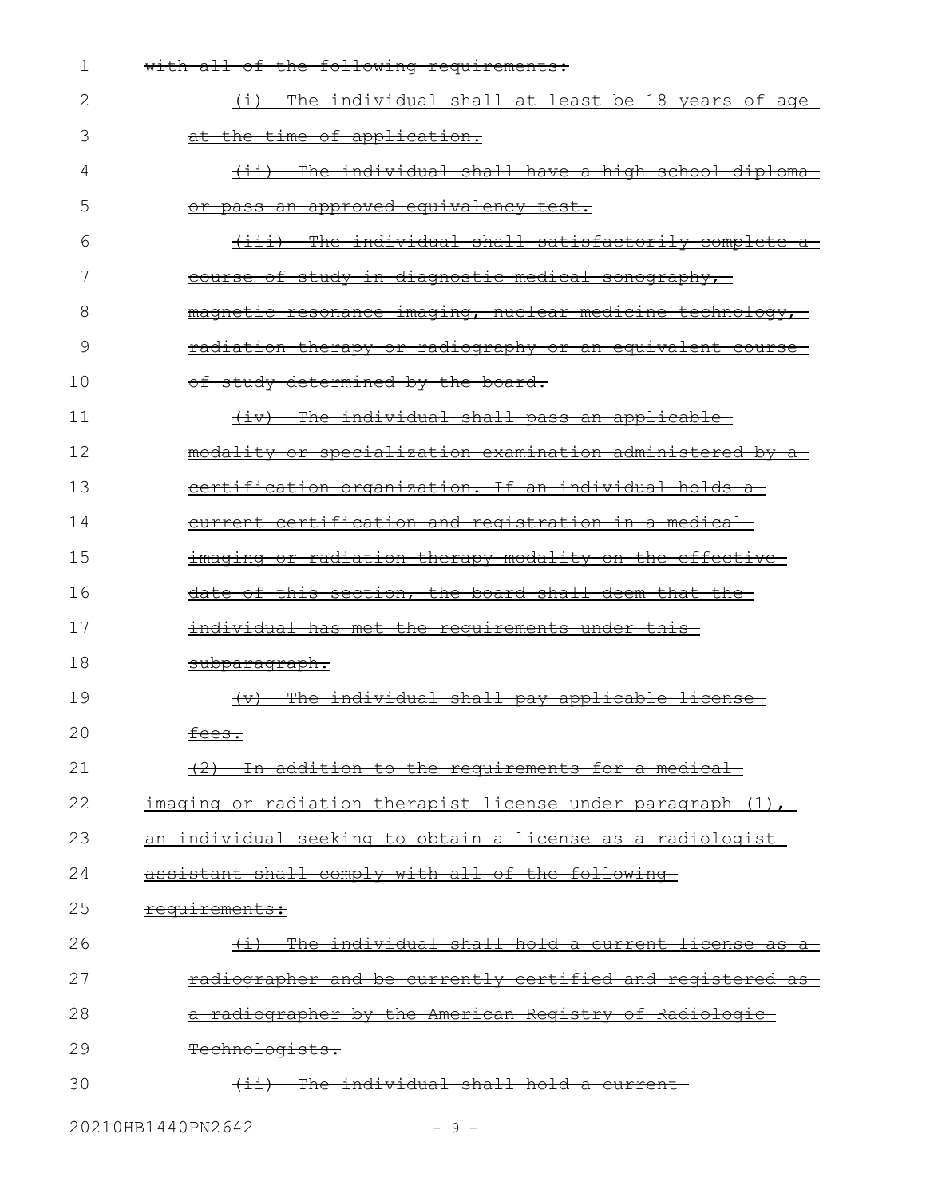~~with all of the following requirements:~~

~~(i) The individual shall at least be 18 years of age at the time of application.~~

~~(ii) The individual shall have a high school diploma or pass an approved equivalency test.~~

~~(iii) The individual shall satisfactorily complete a course of study in diagnostic medical sonography, magnetic resonance imaging, nuclear medicine technology, radiation therapy or radiography or an equivalent course of study determined by the board.~~

~~(iv) The individual shall pass an applicable modality or specialization examination administered by a certification organization. If an individual holds a current certification and registration in a medical imaging or radiation therapy modality on the effective date of this section, the board shall deem that the individual has met the requirements under this subparagraph.~~

~~(v) The individual shall pay applicable license fees.~~

~~(2) In addition to the requirements for a medical imaging or radiation therapist license under paragraph (1), an individual seeking to obtain a license as a radiologist assistant shall comply with all of the following requirements:~~

~~(i) The individual shall hold a current license as a radiographer and be currently certified and registered as a radiographer by the American Registry of Radiologic Technologists.~~

~~(ii) The individual shall hold a current~~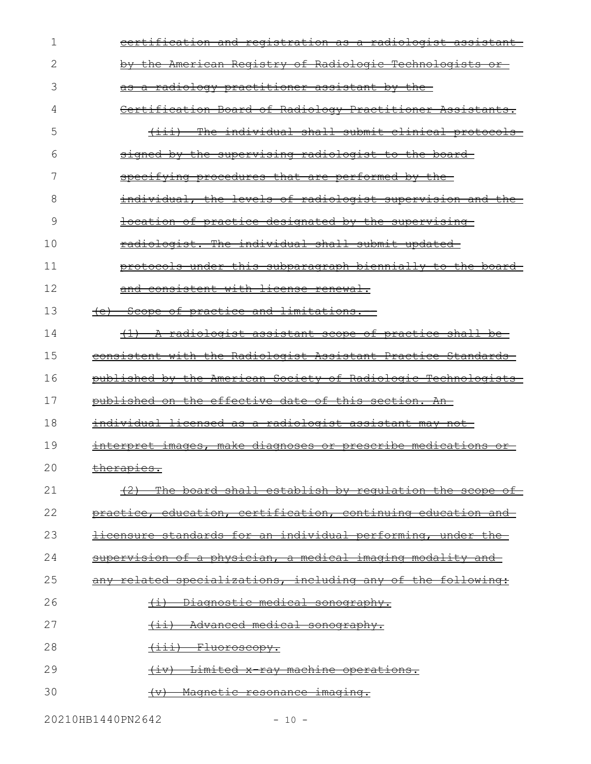~~certification and registration as a radiologist assistant by the American Registry of Radiologic Technologists or as a radiology practitioner assistant by the Certification Board of Radiology Practitioner Assistants.~~

~~(iii) The individual shall submit clinical protocols signed by the supervising radiologist to the board specifying procedures that are performed by the individual, the levels of radiologist supervision and the location of practice designated by the supervising radiologist. The individual shall submit updated protocols under this subparagraph biennially to the board and consistent with license renewal.~~

~~(e) Scope of practice and limitations.~~

~~(1) A radiologist assistant scope of practice shall be consistent with the Radiologist Assistant Practice Standards published by the American Society of Radiologic Technologists published on the effective date of this section. An individual licensed as a radiologist assistant may not interpret images, make diagnoses or prescribe medications or therapies.~~

~~(2) The board shall establish by regulation the scope of practice, education, certification, continuing education and licensure standards for an individual performing, under the supervision of a physician, a medical imaging modality and any related specializations, including any of the following:~~

~~(i) Diagnostic medical sonography.~~

~~(ii) Advanced medical sonography.~~

~~(iii) Fluoroscopy.~~

~~(iv) Limited x-ray machine operations.~~

~~(v) Magnetic resonance imaging.~~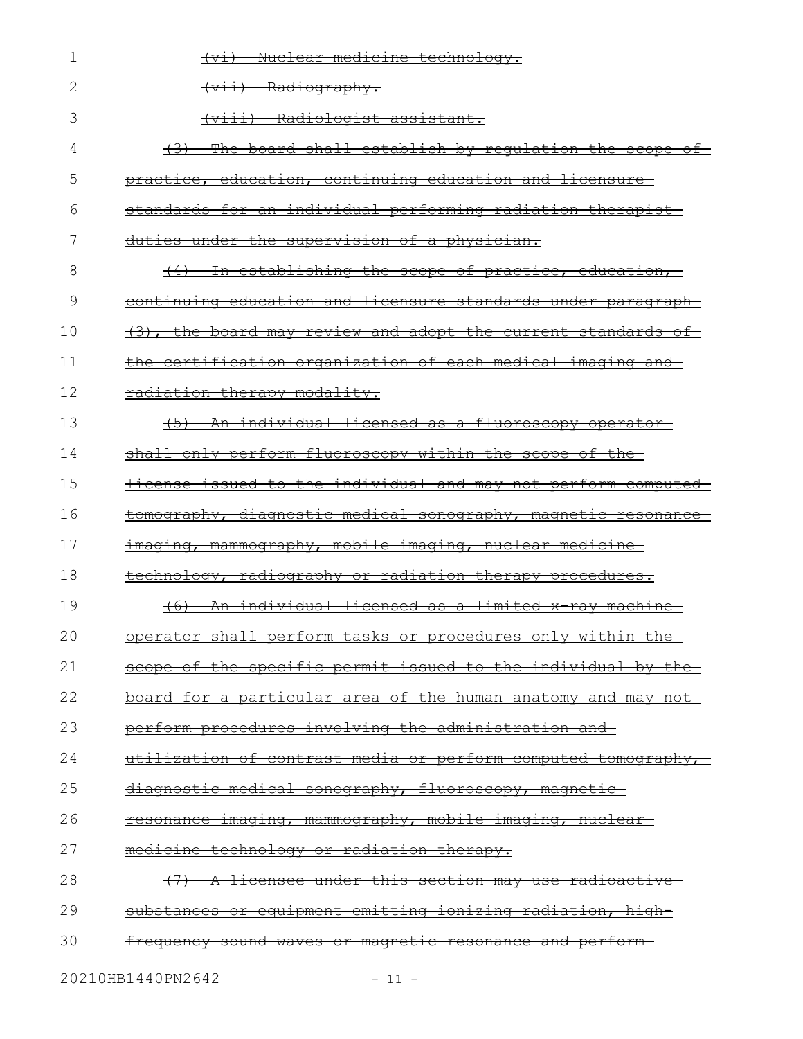~~(vi) Nuclear medicine technology.~~

~~(vii) Radiography.~~

~~(viii) Radiologist assistant.~~

~~(3) The board shall establish by regulation the scope of practice, education, continuing education and licensure standards for an individual performing radiation therapist duties under the supervision of a physician.~~

~~(4) In establishing the scope of practice, education, continuing education and licensure standards under paragraph (3), the board may review and adopt the current standards of the certification organization of each medical imaging and radiation therapy modality.~~

~~(5) An individual licensed as a fluoroscopy operator shall only perform fluoroscopy within the scope of the license issued to the individual and may not perform computed tomography, diagnostic medical sonography, magnetic resonance imaging, mammography, mobile imaging, nuclear medicine technology, radiography or radiation therapy procedures.~~

~~(6) An individual licensed as a limited x-ray machine operator shall perform tasks or procedures only within the scope of the specific permit issued to the individual by the board for a particular area of the human anatomy and may not perform procedures involving the administration and utilization of contrast media or perform computed tomography, diagnostic medical sonography, fluoroscopy, magnetic resonance imaging, mammography, mobile imaging, nuclear medicine technology or radiation therapy.~~

~~(7) A licensee under this section may use radioactive substances or equipment emitting ionizing radiation, high-frequency sound waves or magnetic resonance and perform~~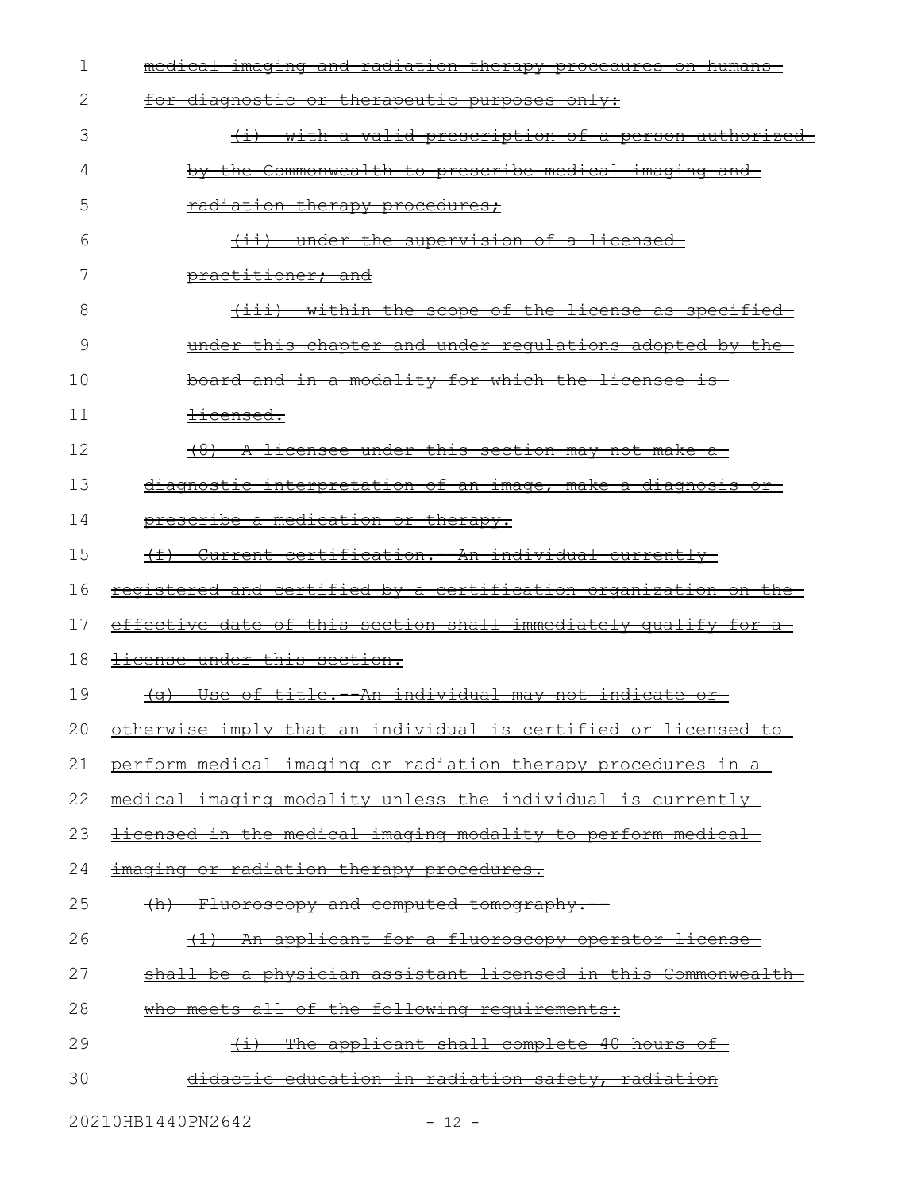~~medical imaging and radiation therapy procedures on humans for diagnostic or therapeutic purposes only:~~

~~(i) with a valid prescription of a person authorized by the Commonwealth to prescribe medical imaging and radiation therapy procedures;~~

~~(ii) under the supervision of a licensed practitioner; and~~

~~(iii) within the scope of the license as specified under this chapter and under regulations adopted by the board and in a modality for which the licensee is licensed.~~

~~(8) A licensee under this section may not make a diagnostic interpretation of an image, make a diagnosis or prescribe a medication or therapy.~~

~~(f) Current certification. An individual currently registered and certified by a certification organization on the effective date of this section shall immediately qualify for a license under this section.~~

~~(g) Use of title.--An individual may not indicate or otherwise imply that an individual is certified or licensed to perform medical imaging or radiation therapy procedures in a medical imaging modality unless the individual is currently licensed in the medical imaging modality to perform medical imaging or radiation therapy procedures.~~

~~(h) Fluoroscopy and computed tomography.--~~

~~(1) An applicant for a fluoroscopy operator license shall be a physician assistant licensed in this Commonwealth who meets all of the following requirements:~~

~~(i) The applicant shall complete 40 hours of didactic education in radiation safety, radiation~~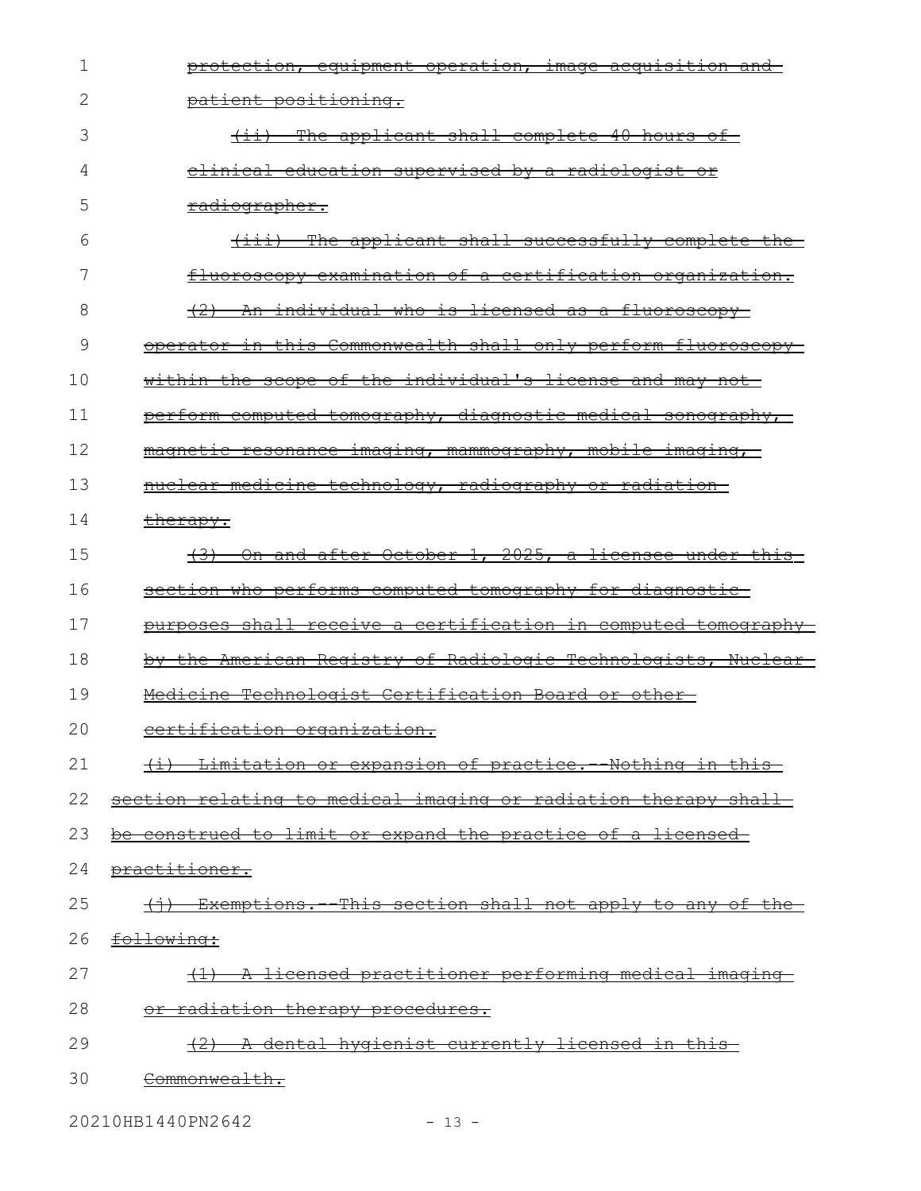protection, equipment operation, image acquisition and patient positioning.

(ii) The applicant shall complete 40 hours of clinical education supervised by a radiologist or radiographer.

(iii) The applicant shall successfully complete the fluoroscopy examination of a certification organization.

(2) An individual who is licensed as a fluoroscopy operator in this Commonwealth shall only perform fluoroscopy within the scope of the individual's license and may not perform computed tomography, diagnostic medical sonography, magnetic resonance imaging, mammography, mobile imaging, nuclear medicine technology, radiography or radiation therapy.

(3) On and after October 1, 2025, a licensee under this section who performs computed tomography for diagnostic purposes shall receive a certification in computed tomography by the American Registry of Radiologic Technologists, Nuclear Medicine Technologist Certification Board or other certification organization.

(i) Limitation or expansion of practice.--Nothing in this section relating to medical imaging or radiation therapy shall be construed to limit or expand the practice of a licensed practitioner.

(j) Exemptions.--This section shall not apply to any of the following:

(1) A licensed practitioner performing medical imaging or radiation therapy procedures.

(2) A dental hygienist currently licensed in this Commonwealth.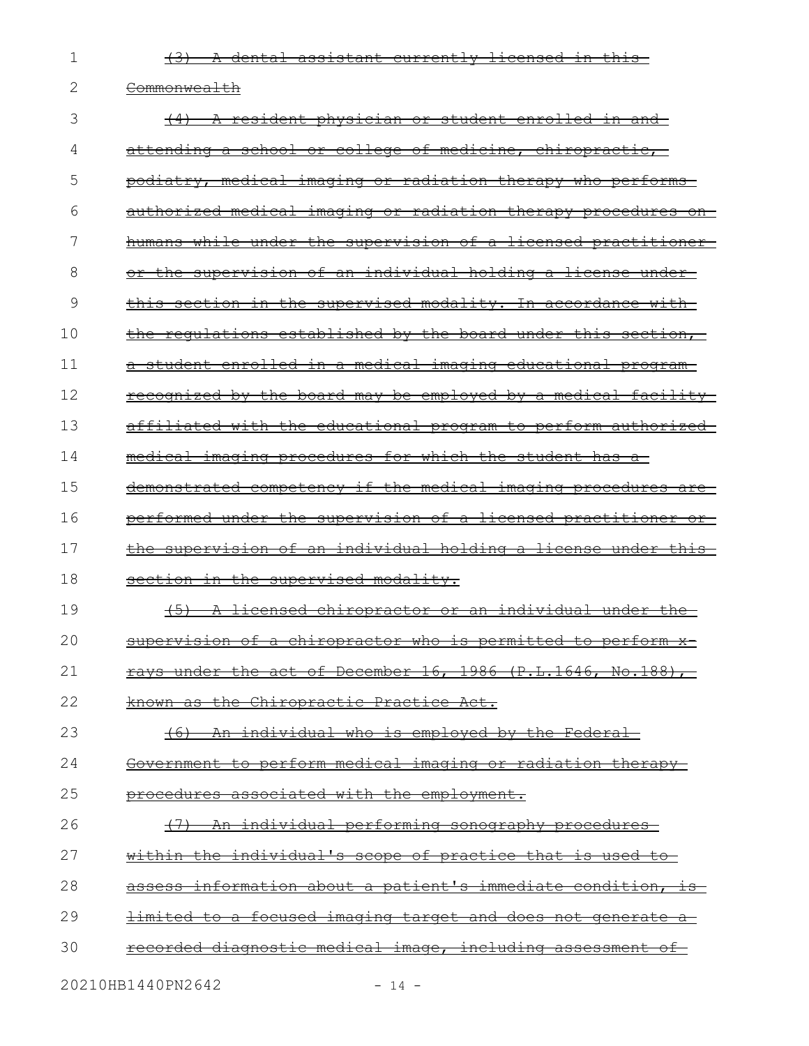~~(3) A dental assistant currently licensed in this Commonwealth~~

~~(4) A resident physician or student enrolled in and attending a school or college of medicine, chiropractic, podiatry, medical imaging or radiation therapy who performs authorized medical imaging or radiation therapy procedures on humans while under the supervision of a licensed practitioner or the supervision of an individual holding a license under this section in the supervised modality. In accordance with the regulations established by the board under this section, a student enrolled in a medical imaging educational program recognized by the board may be employed by a medical facility affiliated with the educational program to perform authorized medical imaging procedures for which the student has a demonstrated competency if the medical imaging procedures are performed under the supervision of a licensed practitioner or the supervision of an individual holding a license under this section in the supervised modality.~~

~~(5) A licensed chiropractor or an individual under the supervision of a chiropractor who is permitted to perform x-rays under the act of December 16, 1986 (P.L.1646, No.188), known as the Chiropractic Practice Act.~~

~~(6) An individual who is employed by the Federal Government to perform medical imaging or radiation therapy procedures associated with the employment.~~

~~(7) An individual performing sonography procedures within the individual's scope of practice that is used to assess information about a patient's immediate condition, is limited to a focused imaging target and does not generate a recorded diagnostic medical image, including assessment of~~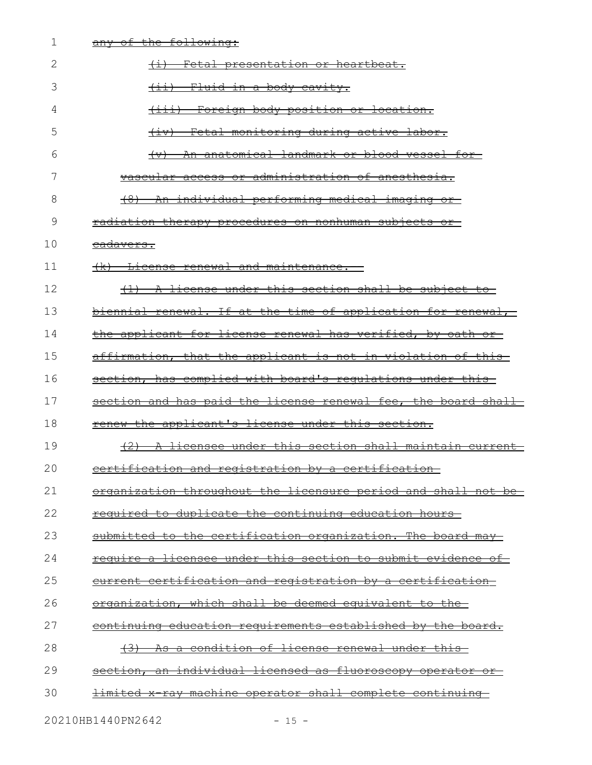any of the following:

(i) Fetal presentation or heartbeat.

(ii) Fluid in a body cavity.

(iii) Foreign body position or location.

(iv) Fetal monitoring during active labor.

(v) An anatomical landmark or blood vessel for vascular access or administration of anesthesia.

(8) An individual performing medical imaging or radiation therapy procedures on nonhuman subjects or cadavers.

(k) License renewal and maintenance.

(1) A license under this section shall be subject to biennial renewal. If at the time of application for renewal, the applicant for license renewal has verified, by oath or affirmation, that the applicant is not in violation of this section, has complied with board's regulations under this section and has paid the license renewal fee, the board shall renew the applicant's license under this section.

(2) A licensee under this section shall maintain current certification and registration by a certification organization throughout the licensure period and shall not be required to duplicate the continuing education hours submitted to the certification organization. The board may require a licensee under this section to submit evidence of current certification and registration by a certification organization, which shall be deemed equivalent to the continuing education requirements established by the board.

(3) As a condition of license renewal under this section, an individual licensed as fluoroscopy operator or limited x-ray machine operator shall complete continuing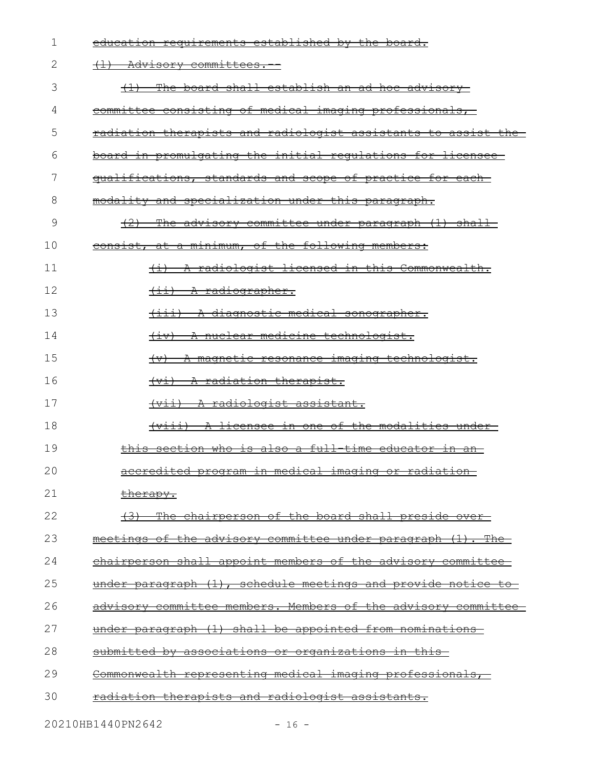~~education requirements established by the board.~~

~~(l) Advisory committees.--~~

~~(1) The board shall establish an ad hoc advisory committee consisting of medical imaging professionals, radiation therapists and radiologist assistants to assist the board in promulgating the initial regulations for licensee qualifications, standards and scope of practice for each modality and specialization under this paragraph.~~

~~(2) The advisory committee under paragraph (1) shall consist, at a minimum, of the following members:~~

~~(i) A radiologist licensed in this Commonwealth.~~

~~(ii) A radiographer.~~

~~(iii) A diagnostic medical sonographer.~~

~~(iv) A nuclear medicine technologist.~~

~~(v) A magnetic resonance imaging technologist.~~

~~(vi) A radiation therapist.~~

~~(vii) A radiologist assistant.~~

~~(viii) A licensee in one of the modalities under this section who is also a full-time educator in an accredited program in medical imaging or radiation therapy.~~

~~(3) The chairperson of the board shall preside over meetings of the advisory committee under paragraph (1). The chairperson shall appoint members of the advisory committee under paragraph (1), schedule meetings and provide notice to advisory committee members. Members of the advisory committee under paragraph (1) shall be appointed from nominations submitted by associations or organizations in this Commonwealth representing medical imaging professionals, radiation therapists and radiologist assistants.~~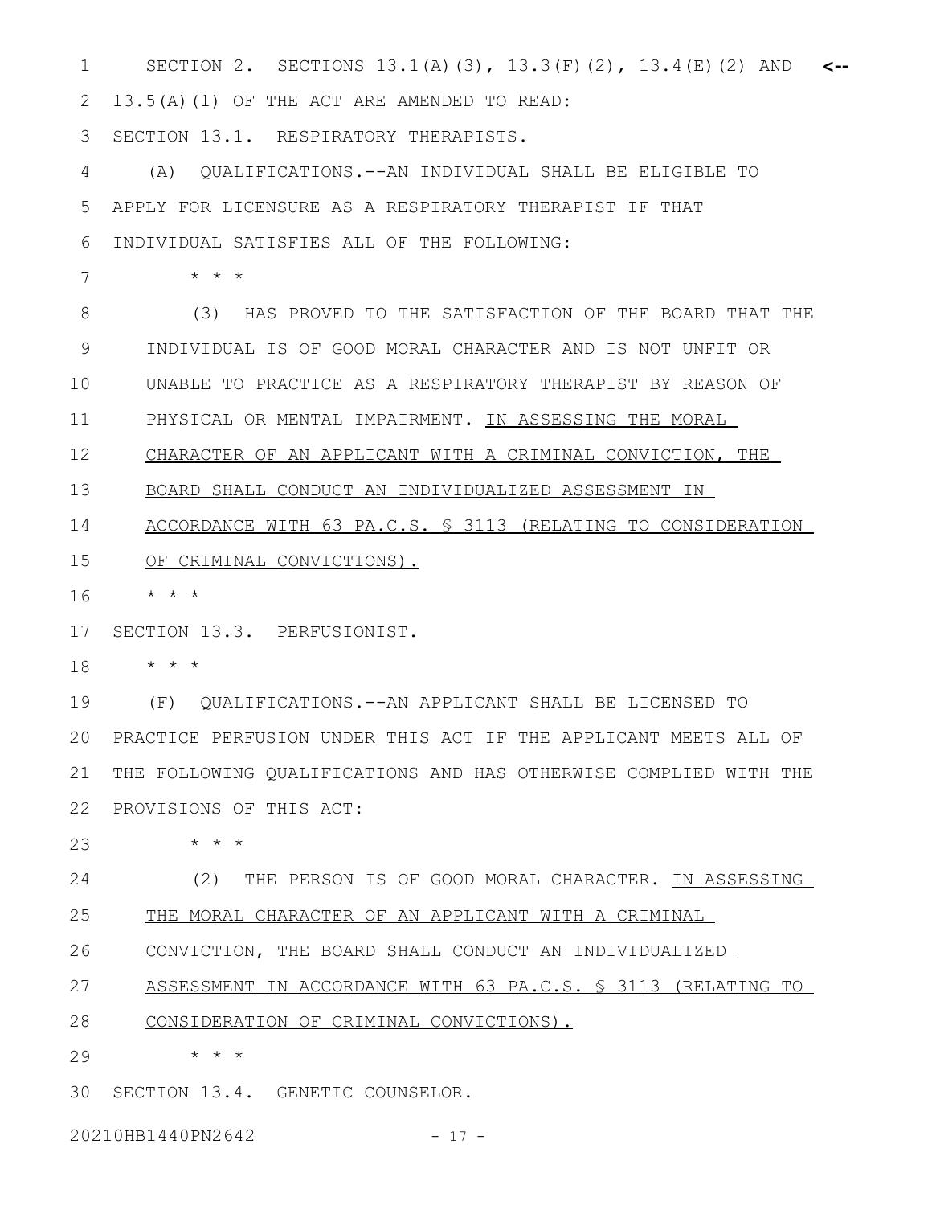SECTION 2. SECTIONS 13.1(A)(3), 13.3(F)(2), 13.4(E)(2) AND 13.5(A)(1) OF THE ACT ARE AMENDED TO READ:

SECTION 13.1. RESPIRATORY THERAPISTS.

(A) QUALIFICATIONS.--AN INDIVIDUAL SHALL BE ELIGIBLE TO APPLY FOR LICENSURE AS A RESPIRATORY THERAPIST IF THAT INDIVIDUAL SATISFIES ALL OF THE FOLLOWING:

\* \* \*

(3) HAS PROVED TO THE SATISFACTION OF THE BOARD THAT THE INDIVIDUAL IS OF GOOD MORAL CHARACTER AND IS NOT UNFIT OR UNABLE TO PRACTICE AS A RESPIRATORY THERAPIST BY REASON OF PHYSICAL OR MENTAL IMPAIRMENT. <u>IN ASSESSING THE MORAL CHARACTER OF AN APPLICANT WITH A CRIMINAL CONVICTION, THE BOARD SHALL CONDUCT AN INDIVIDUALIZED ASSESSMENT IN ACCORDANCE WITH 63 PA.C.S. § 3113 (RELATING TO CONSIDERATION OF CRIMINAL CONVICTIONS).</u>

\* \* \*

SECTION 13.3. PERFUSIONIST.

\* \* \*

(F) QUALIFICATIONS.--AN APPLICANT SHALL BE LICENSED TO PRACTICE PERFUSION UNDER THIS ACT IF THE APPLICANT MEETS ALL OF THE FOLLOWING QUALIFICATIONS AND HAS OTHERWISE COMPLIED WITH THE PROVISIONS OF THIS ACT:

\* \* \*

(2) THE PERSON IS OF GOOD MORAL CHARACTER. <u>IN ASSESSING THE MORAL CHARACTER OF AN APPLICANT WITH A CRIMINAL CONVICTION, THE BOARD SHALL CONDUCT AN INDIVIDUALIZED ASSESSMENT IN ACCORDANCE WITH 63 PA.C.S. § 3113 (RELATING TO CONSIDERATION OF CRIMINAL CONVICTIONS).</u>

\* \* \*

SECTION 13.4. GENETIC COUNSELOR.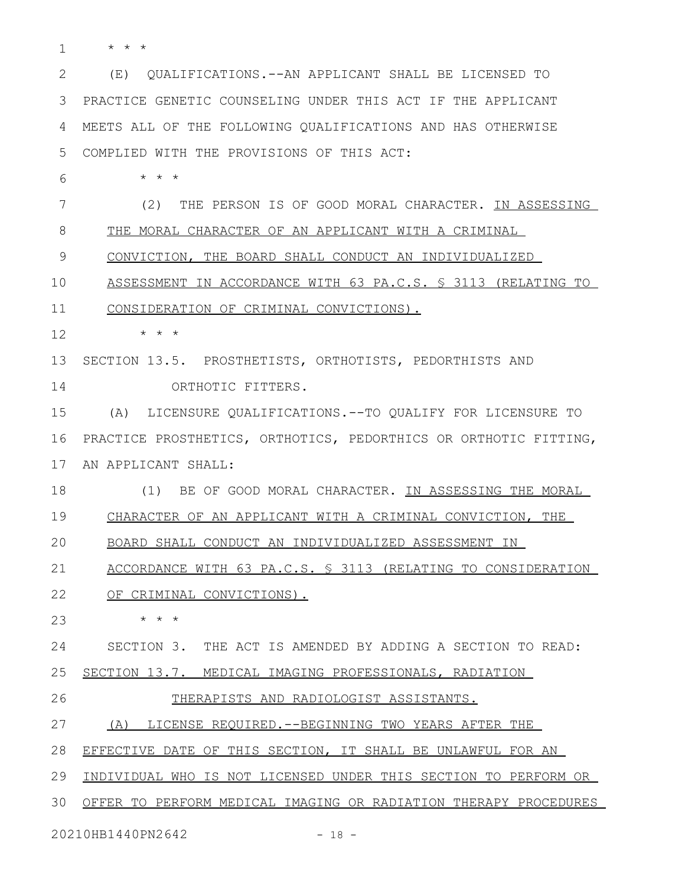\* \* \*

(E) QUALIFICATIONS.--AN APPLICANT SHALL BE LICENSED TO PRACTICE GENETIC COUNSELING UNDER THIS ACT IF THE APPLICANT MEETS ALL OF THE FOLLOWING QUALIFICATIONS AND HAS OTHERWISE COMPLIED WITH THE PROVISIONS OF THIS ACT:

\* \* \*

(2) THE PERSON IS OF GOOD MORAL CHARACTER. <u>IN ASSESSING THE MORAL CHARACTER OF AN APPLICANT WITH A CRIMINAL CONVICTION, THE BOARD SHALL CONDUCT AN INDIVIDUALIZED ASSESSMENT IN ACCORDANCE WITH 63 PA.C.S. § 3113 (RELATING TO CONSIDERATION OF CRIMINAL CONVICTIONS).</u>

\* \* \*

SECTION 13.5. PROSTHETISTS, ORTHOTISTS, PEDORTHISTS AND ORTHOTIC FITTERS.

(A) LICENSURE QUALIFICATIONS.--TO QUALIFY FOR LICENSURE TO PRACTICE PROSTHETICS, ORTHOTICS, PEDORTHICS OR ORTHOTIC FITTING, AN APPLICANT SHALL:

(1) BE OF GOOD MORAL CHARACTER. <u>IN ASSESSING THE MORAL CHARACTER OF AN APPLICANT WITH A CRIMINAL CONVICTION, THE BOARD SHALL CONDUCT AN INDIVIDUALIZED ASSESSMENT IN ACCORDANCE WITH 63 PA.C.S. § 3113 (RELATING TO CONSIDERATION OF CRIMINAL CONVICTIONS).</u>

\* \* \*

SECTION 3. THE ACT IS AMENDED BY ADDING A SECTION TO READ:

<u>SECTION 13.7. MEDICAL IMAGING PROFESSIONALS, RADIATION THERAPISTS AND RADIOLOGIST ASSISTANTS.</u>

<u>(A) LICENSE REQUIRED.--BEGINNING TWO YEARS AFTER THE EFFECTIVE DATE OF THIS SECTION, IT SHALL BE UNLAWFUL FOR AN INDIVIDUAL WHO IS NOT LICENSED UNDER THIS SECTION TO PERFORM OR OFFER TO PERFORM MEDICAL IMAGING OR RADIATION THERAPY PROCEDURES</u>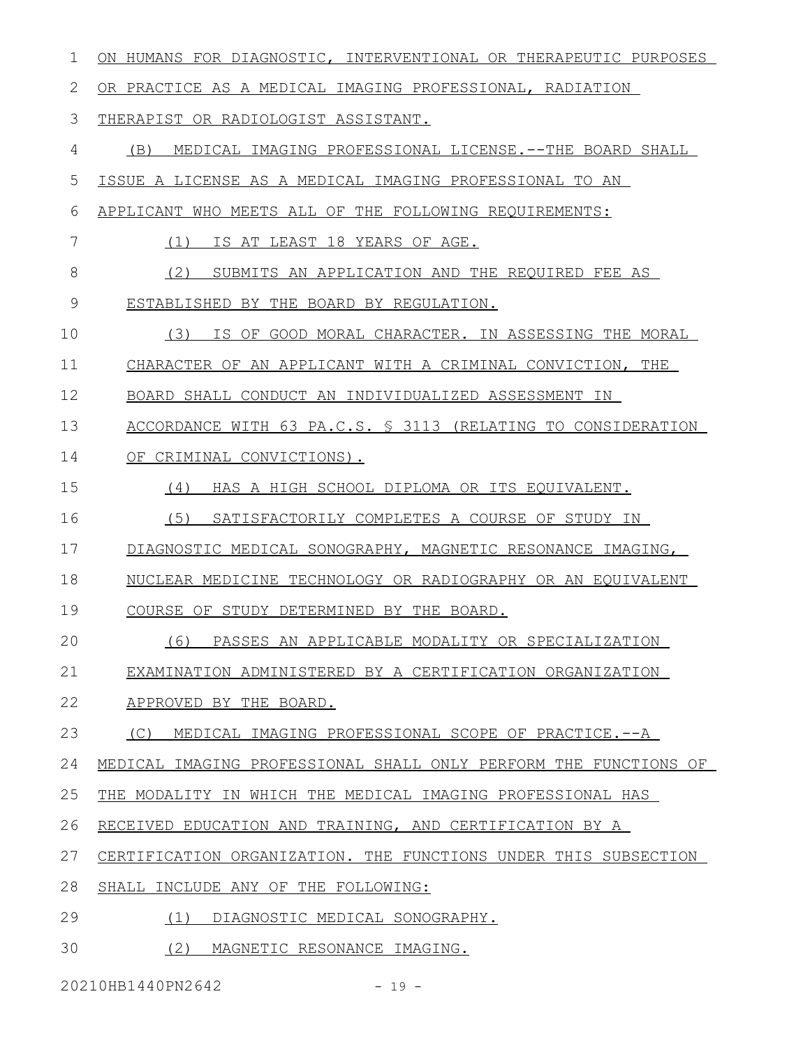ON HUMANS FOR DIAGNOSTIC, INTERVENTIONAL OR THERAPEUTIC PURPOSES OR PRACTICE AS A MEDICAL IMAGING PROFESSIONAL, RADIATION THERAPIST OR RADIOLOGIST ASSISTANT.

(B) MEDICAL IMAGING PROFESSIONAL LICENSE.--THE BOARD SHALL ISSUE A LICENSE AS A MEDICAL IMAGING PROFESSIONAL TO AN APPLICANT WHO MEETS ALL OF THE FOLLOWING REQUIREMENTS:

(1) IS AT LEAST 18 YEARS OF AGE.

(2) SUBMITS AN APPLICATION AND THE REQUIRED FEE AS ESTABLISHED BY THE BOARD BY REGULATION.

(3) IS OF GOOD MORAL CHARACTER. IN ASSESSING THE MORAL CHARACTER OF AN APPLICANT WITH A CRIMINAL CONVICTION, THE BOARD SHALL CONDUCT AN INDIVIDUALIZED ASSESSMENT IN ACCORDANCE WITH 63 PA.C.S. § 3113 (RELATING TO CONSIDERATION OF CRIMINAL CONVICTIONS).

(4) HAS A HIGH SCHOOL DIPLOMA OR ITS EQUIVALENT.

(5) SATISFACTORILY COMPLETES A COURSE OF STUDY IN DIAGNOSTIC MEDICAL SONOGRAPHY, MAGNETIC RESONANCE IMAGING, NUCLEAR MEDICINE TECHNOLOGY OR RADIOGRAPHY OR AN EQUIVALENT COURSE OF STUDY DETERMINED BY THE BOARD.

(6) PASSES AN APPLICABLE MODALITY OR SPECIALIZATION EXAMINATION ADMINISTERED BY A CERTIFICATION ORGANIZATION APPROVED BY THE BOARD.

(C) MEDICAL IMAGING PROFESSIONAL SCOPE OF PRACTICE.--A MEDICAL IMAGING PROFESSIONAL SHALL ONLY PERFORM THE FUNCTIONS OF THE MODALITY IN WHICH THE MEDICAL IMAGING PROFESSIONAL HAS RECEIVED EDUCATION AND TRAINING, AND CERTIFICATION BY A CERTIFICATION ORGANIZATION. THE FUNCTIONS UNDER THIS SUBSECTION SHALL INCLUDE ANY OF THE FOLLOWING:

(1) DIAGNOSTIC MEDICAL SONOGRAPHY.

(2) MAGNETIC RESONANCE IMAGING.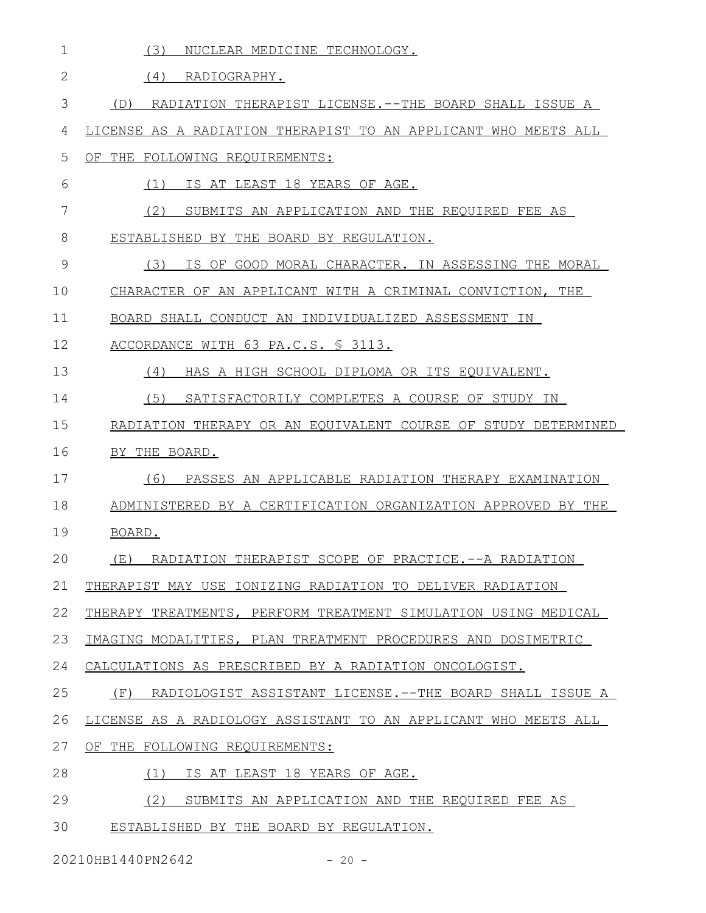(3) NUCLEAR MEDICINE TECHNOLOGY.

(4) RADIOGRAPHY.

(D) RADIATION THERAPIST LICENSE.--THE BOARD SHALL ISSUE A LICENSE AS A RADIATION THERAPIST TO AN APPLICANT WHO MEETS ALL OF THE FOLLOWING REQUIREMENTS:

(1) IS AT LEAST 18 YEARS OF AGE.

(2) SUBMITS AN APPLICATION AND THE REQUIRED FEE AS ESTABLISHED BY THE BOARD BY REGULATION.

(3) IS OF GOOD MORAL CHARACTER. IN ASSESSING THE MORAL CHARACTER OF AN APPLICANT WITH A CRIMINAL CONVICTION, THE BOARD SHALL CONDUCT AN INDIVIDUALIZED ASSESSMENT IN ACCORDANCE WITH 63 PA.C.S. § 3113.

(4) HAS A HIGH SCHOOL DIPLOMA OR ITS EQUIVALENT.

(5) SATISFACTORILY COMPLETES A COURSE OF STUDY IN RADIATION THERAPY OR AN EQUIVALENT COURSE OF STUDY DETERMINED BY THE BOARD.

(6) PASSES AN APPLICABLE RADIATION THERAPY EXAMINATION ADMINISTERED BY A CERTIFICATION ORGANIZATION APPROVED BY THE BOARD.

(E) RADIATION THERAPIST SCOPE OF PRACTICE.--A RADIATION THERAPIST MAY USE IONIZING RADIATION TO DELIVER RADIATION THERAPY TREATMENTS, PERFORM TREATMENT SIMULATION USING MEDICAL IMAGING MODALITIES, PLAN TREATMENT PROCEDURES AND DOSIMETRIC CALCULATIONS AS PRESCRIBED BY A RADIATION ONCOLOGIST.

(F) RADIOLOGIST ASSISTANT LICENSE.--THE BOARD SHALL ISSUE A LICENSE AS A RADIOLOGY ASSISTANT TO AN APPLICANT WHO MEETS ALL OF THE FOLLOWING REQUIREMENTS:

(1) IS AT LEAST 18 YEARS OF AGE.

(2) SUBMITS AN APPLICATION AND THE REQUIRED FEE AS ESTABLISHED BY THE BOARD BY REGULATION.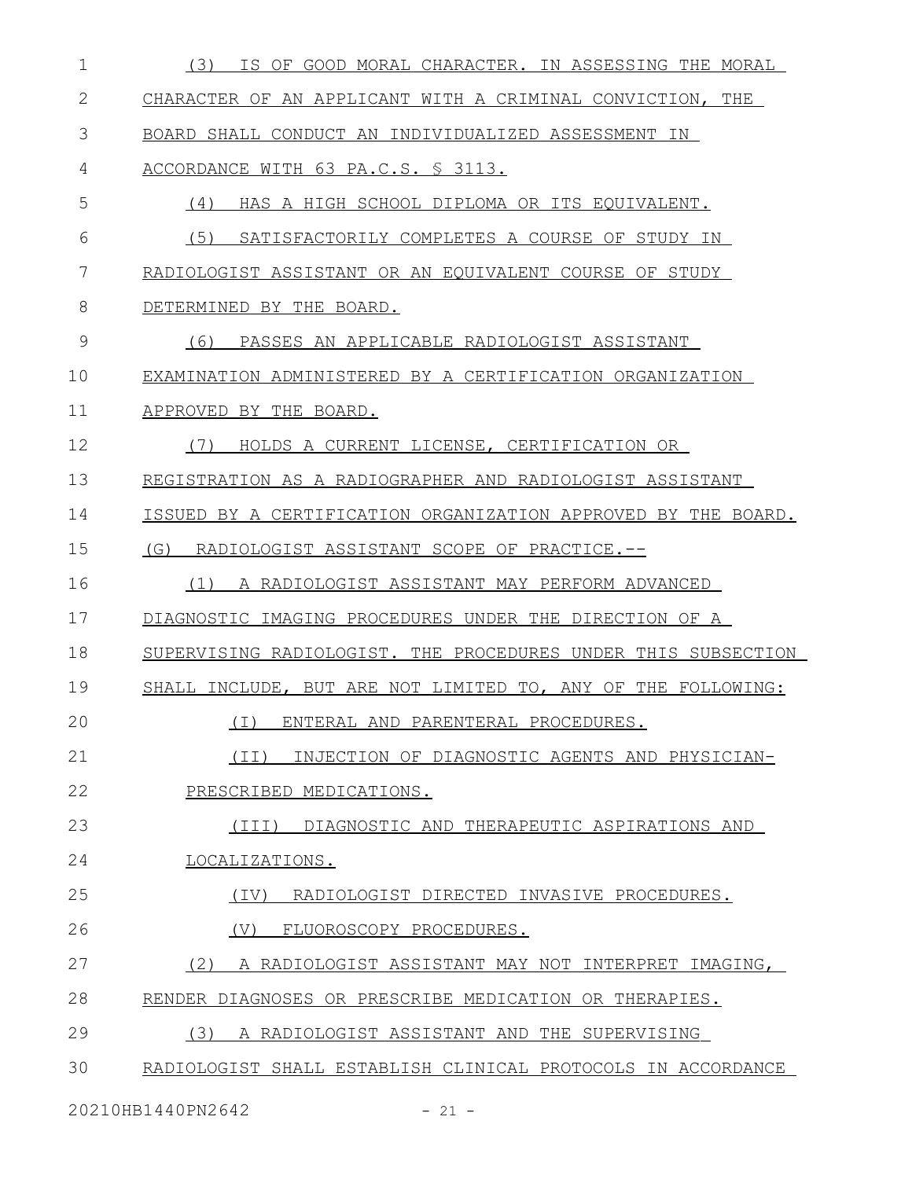(3) IS OF GOOD MORAL CHARACTER. IN ASSESSING THE MORAL CHARACTER OF AN APPLICANT WITH A CRIMINAL CONVICTION, THE BOARD SHALL CONDUCT AN INDIVIDUALIZED ASSESSMENT IN ACCORDANCE WITH 63 PA.C.S. § 3113.

(4) HAS A HIGH SCHOOL DIPLOMA OR ITS EQUIVALENT.

(5) SATISFACTORILY COMPLETES A COURSE OF STUDY IN RADIOLOGIST ASSISTANT OR AN EQUIVALENT COURSE OF STUDY DETERMINED BY THE BOARD.

(6) PASSES AN APPLICABLE RADIOLOGIST ASSISTANT EXAMINATION ADMINISTERED BY A CERTIFICATION ORGANIZATION APPROVED BY THE BOARD.

(7) HOLDS A CURRENT LICENSE, CERTIFICATION OR REGISTRATION AS A RADIOGRAPHER AND RADIOLOGIST ASSISTANT ISSUED BY A CERTIFICATION ORGANIZATION APPROVED BY THE BOARD.

(G) RADIOLOGIST ASSISTANT SCOPE OF PRACTICE.--

(1) A RADIOLOGIST ASSISTANT MAY PERFORM ADVANCED DIAGNOSTIC IMAGING PROCEDURES UNDER THE DIRECTION OF A SUPERVISING RADIOLOGIST. THE PROCEDURES UNDER THIS SUBSECTION SHALL INCLUDE, BUT ARE NOT LIMITED TO, ANY OF THE FOLLOWING:

(I) ENTERAL AND PARENTERAL PROCEDURES.

(II) INJECTION OF DIAGNOSTIC AGENTS AND PHYSICIAN-PRESCRIBED MEDICATIONS.

(III) DIAGNOSTIC AND THERAPEUTIC ASPIRATIONS AND LOCALIZATIONS.

(IV) RADIOLOGIST DIRECTED INVASIVE PROCEDURES.

(V) FLUOROSCOPY PROCEDURES.

(2) A RADIOLOGIST ASSISTANT MAY NOT INTERPRET IMAGING, RENDER DIAGNOSES OR PRESCRIBE MEDICATION OR THERAPIES.

(3) A RADIOLOGIST ASSISTANT AND THE SUPERVISING RADIOLOGIST SHALL ESTABLISH CLINICAL PROTOCOLS IN ACCORDANCE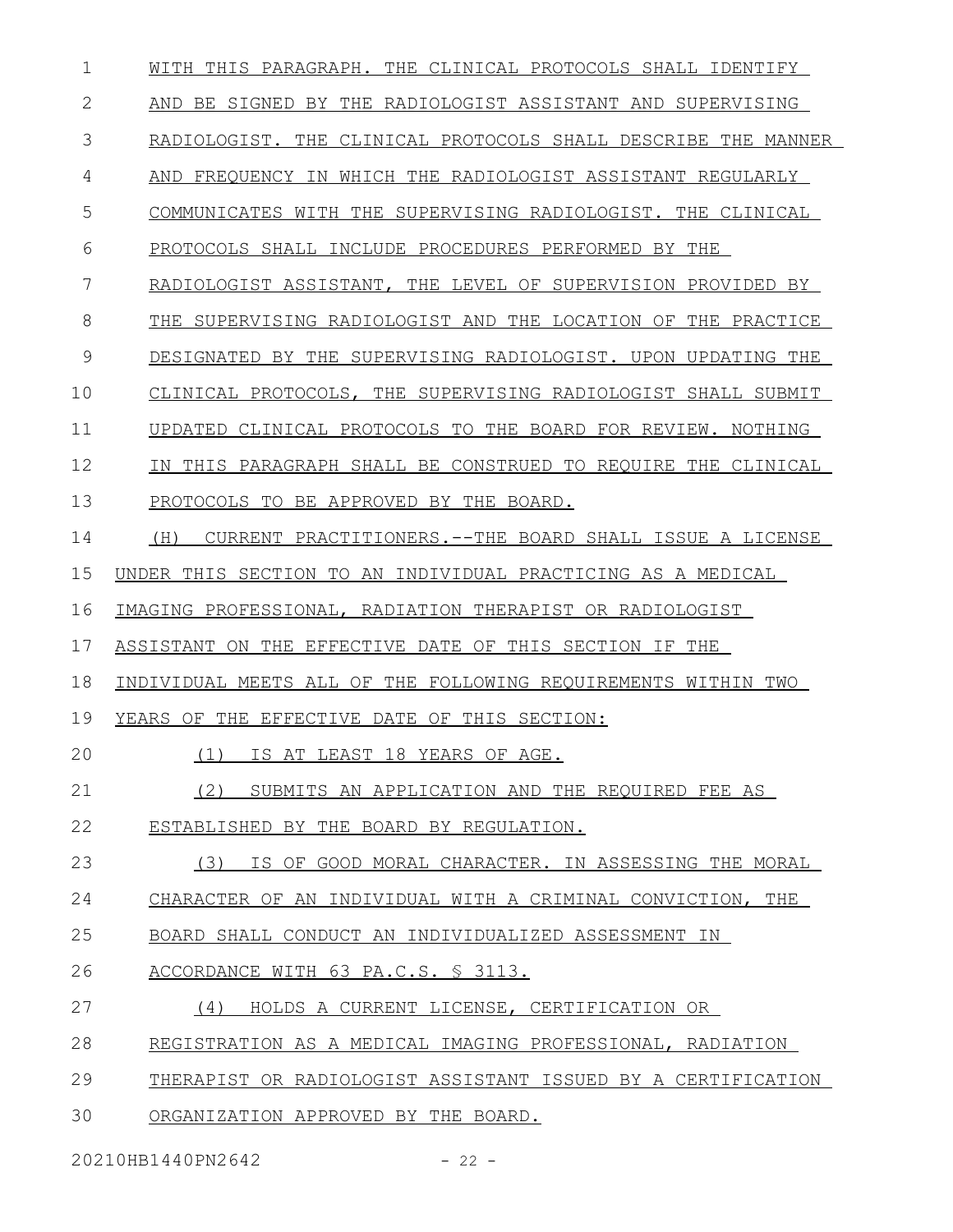WITH THIS PARAGRAPH. THE CLINICAL PROTOCOLS SHALL IDENTIFY AND BE SIGNED BY THE RADIOLOGIST ASSISTANT AND SUPERVISING RADIOLOGIST. THE CLINICAL PROTOCOLS SHALL DESCRIBE THE MANNER AND FREQUENCY IN WHICH THE RADIOLOGIST ASSISTANT REGULARLY COMMUNICATES WITH THE SUPERVISING RADIOLOGIST. THE CLINICAL PROTOCOLS SHALL INCLUDE PROCEDURES PERFORMED BY THE RADIOLOGIST ASSISTANT, THE LEVEL OF SUPERVISION PROVIDED BY THE SUPERVISING RADIOLOGIST AND THE LOCATION OF THE PRACTICE DESIGNATED BY THE SUPERVISING RADIOLOGIST. UPON UPDATING THE CLINICAL PROTOCOLS, THE SUPERVISING RADIOLOGIST SHALL SUBMIT UPDATED CLINICAL PROTOCOLS TO THE BOARD FOR REVIEW. NOTHING IN THIS PARAGRAPH SHALL BE CONSTRUED TO REQUIRE THE CLINICAL PROTOCOLS TO BE APPROVED BY THE BOARD.

(H) CURRENT PRACTITIONERS.--THE BOARD SHALL ISSUE A LICENSE UNDER THIS SECTION TO AN INDIVIDUAL PRACTICING AS A MEDICAL IMAGING PROFESSIONAL, RADIATION THERAPIST OR RADIOLOGIST ASSISTANT ON THE EFFECTIVE DATE OF THIS SECTION IF THE INDIVIDUAL MEETS ALL OF THE FOLLOWING REQUIREMENTS WITHIN TWO YEARS OF THE EFFECTIVE DATE OF THIS SECTION:

(1) IS AT LEAST 18 YEARS OF AGE.

(2) SUBMITS AN APPLICATION AND THE REQUIRED FEE AS ESTABLISHED BY THE BOARD BY REGULATION.

(3) IS OF GOOD MORAL CHARACTER. IN ASSESSING THE MORAL CHARACTER OF AN INDIVIDUAL WITH A CRIMINAL CONVICTION, THE BOARD SHALL CONDUCT AN INDIVIDUALIZED ASSESSMENT IN ACCORDANCE WITH 63 PA.C.S. § 3113.

(4) HOLDS A CURRENT LICENSE, CERTIFICATION OR REGISTRATION AS A MEDICAL IMAGING PROFESSIONAL, RADIATION THERAPIST OR RADIOLOGIST ASSISTANT ISSUED BY A CERTIFICATION ORGANIZATION APPROVED BY THE BOARD.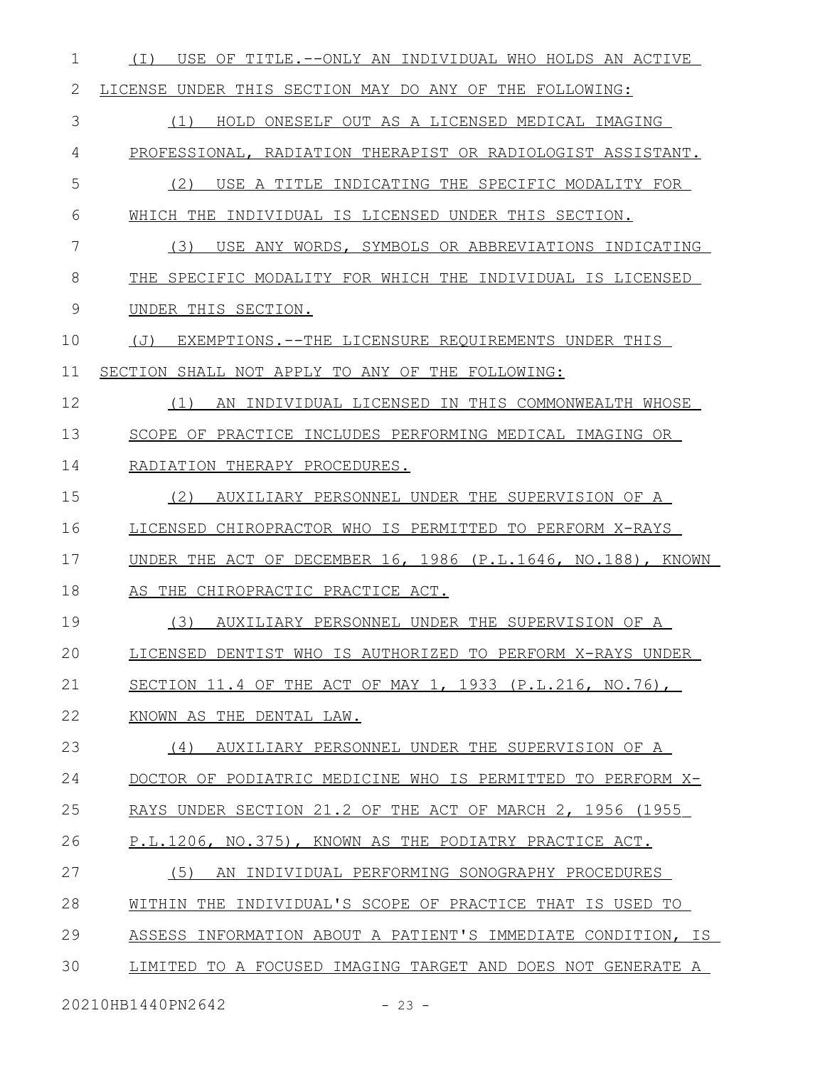(I) USE OF TITLE.--ONLY AN INDIVIDUAL WHO HOLDS AN ACTIVE LICENSE UNDER THIS SECTION MAY DO ANY OF THE FOLLOWING:

(1) HOLD ONESELF OUT AS A LICENSED MEDICAL IMAGING PROFESSIONAL, RADIATION THERAPIST OR RADIOLOGIST ASSISTANT.

(2) USE A TITLE INDICATING THE SPECIFIC MODALITY FOR WHICH THE INDIVIDUAL IS LICENSED UNDER THIS SECTION.

(3) USE ANY WORDS, SYMBOLS OR ABBREVIATIONS INDICATING THE SPECIFIC MODALITY FOR WHICH THE INDIVIDUAL IS LICENSED UNDER THIS SECTION.

(J) EXEMPTIONS.--THE LICENSURE REQUIREMENTS UNDER THIS SECTION SHALL NOT APPLY TO ANY OF THE FOLLOWING:

(1) AN INDIVIDUAL LICENSED IN THIS COMMONWEALTH WHOSE SCOPE OF PRACTICE INCLUDES PERFORMING MEDICAL IMAGING OR RADIATION THERAPY PROCEDURES.

(2) AUXILIARY PERSONNEL UNDER THE SUPERVISION OF A LICENSED CHIROPRACTOR WHO IS PERMITTED TO PERFORM X-RAYS UNDER THE ACT OF DECEMBER 16, 1986 (P.L.1646, NO.188), KNOWN AS THE CHIROPRACTIC PRACTICE ACT.

(3) AUXILIARY PERSONNEL UNDER THE SUPERVISION OF A LICENSED DENTIST WHO IS AUTHORIZED TO PERFORM X-RAYS UNDER SECTION 11.4 OF THE ACT OF MAY 1, 1933 (P.L.216, NO.76), KNOWN AS THE DENTAL LAW.

(4) AUXILIARY PERSONNEL UNDER THE SUPERVISION OF A DOCTOR OF PODIATRIC MEDICINE WHO IS PERMITTED TO PERFORM X-RAYS UNDER SECTION 21.2 OF THE ACT OF MARCH 2, 1956 (1955 P.L.1206, NO.375), KNOWN AS THE PODIATRY PRACTICE ACT.

(5) AN INDIVIDUAL PERFORMING SONOGRAPHY PROCEDURES WITHIN THE INDIVIDUAL'S SCOPE OF PRACTICE THAT IS USED TO ASSESS INFORMATION ABOUT A PATIENT'S IMMEDIATE CONDITION, IS LIMITED TO A FOCUSED IMAGING TARGET AND DOES NOT GENERATE A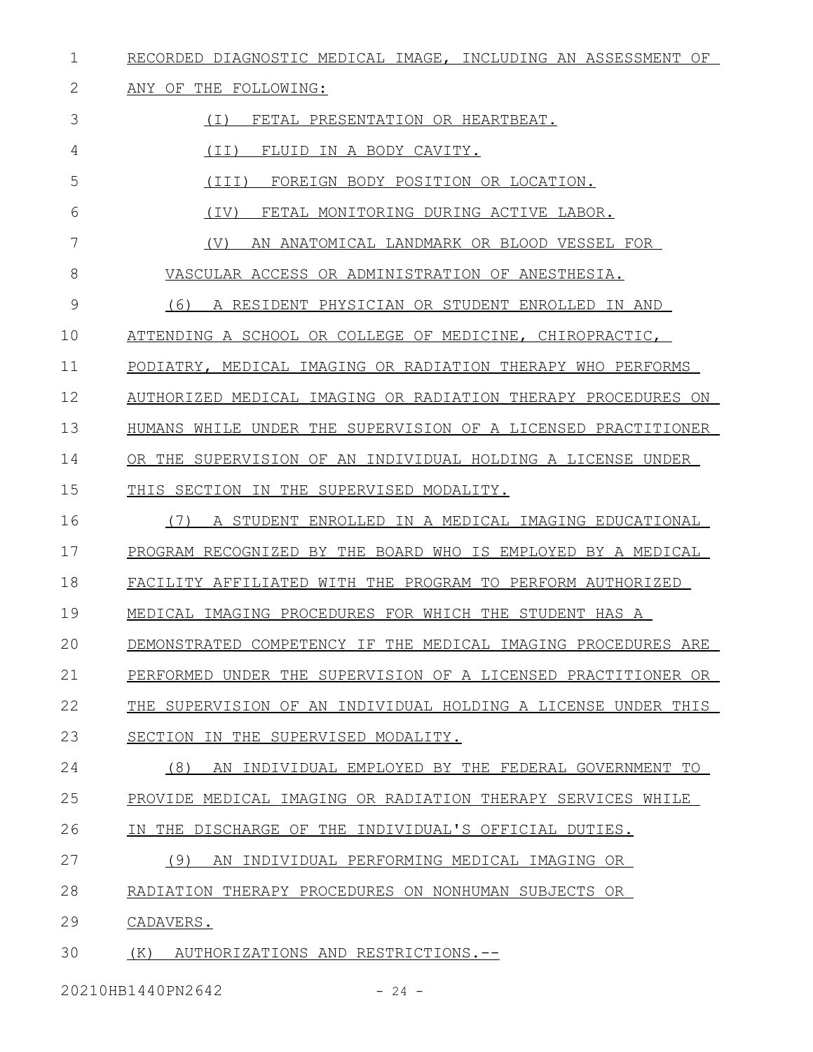RECORDED DIAGNOSTIC MEDICAL IMAGE, INCLUDING AN ASSESSMENT OF ANY OF THE FOLLOWING:

(I) FETAL PRESENTATION OR HEARTBEAT.

(II) FLUID IN A BODY CAVITY.

(III) FOREIGN BODY POSITION OR LOCATION.

(IV) FETAL MONITORING DURING ACTIVE LABOR.

(V) AN ANATOMICAL LANDMARK OR BLOOD VESSEL FOR VASCULAR ACCESS OR ADMINISTRATION OF ANESTHESIA.

(6) A RESIDENT PHYSICIAN OR STUDENT ENROLLED IN AND ATTENDING A SCHOOL OR COLLEGE OF MEDICINE, CHIROPRACTIC, PODIATRY, MEDICAL IMAGING OR RADIATION THERAPY WHO PERFORMS AUTHORIZED MEDICAL IMAGING OR RADIATION THERAPY PROCEDURES ON HUMANS WHILE UNDER THE SUPERVISION OF A LICENSED PRACTITIONER OR THE SUPERVISION OF AN INDIVIDUAL HOLDING A LICENSE UNDER THIS SECTION IN THE SUPERVISED MODALITY.

(7) A STUDENT ENROLLED IN A MEDICAL IMAGING EDUCATIONAL PROGRAM RECOGNIZED BY THE BOARD WHO IS EMPLOYED BY A MEDICAL FACILITY AFFILIATED WITH THE PROGRAM TO PERFORM AUTHORIZED MEDICAL IMAGING PROCEDURES FOR WHICH THE STUDENT HAS A DEMONSTRATED COMPETENCY IF THE MEDICAL IMAGING PROCEDURES ARE PERFORMED UNDER THE SUPERVISION OF A LICENSED PRACTITIONER OR THE SUPERVISION OF AN INDIVIDUAL HOLDING A LICENSE UNDER THIS SECTION IN THE SUPERVISED MODALITY.

(8) AN INDIVIDUAL EMPLOYED BY THE FEDERAL GOVERNMENT TO PROVIDE MEDICAL IMAGING OR RADIATION THERAPY SERVICES WHILE IN THE DISCHARGE OF THE INDIVIDUAL'S OFFICIAL DUTIES.

(9) AN INDIVIDUAL PERFORMING MEDICAL IMAGING OR RADIATION THERAPY PROCEDURES ON NONHUMAN SUBJECTS OR CADAVERS.

(K) AUTHORIZATIONS AND RESTRICTIONS.--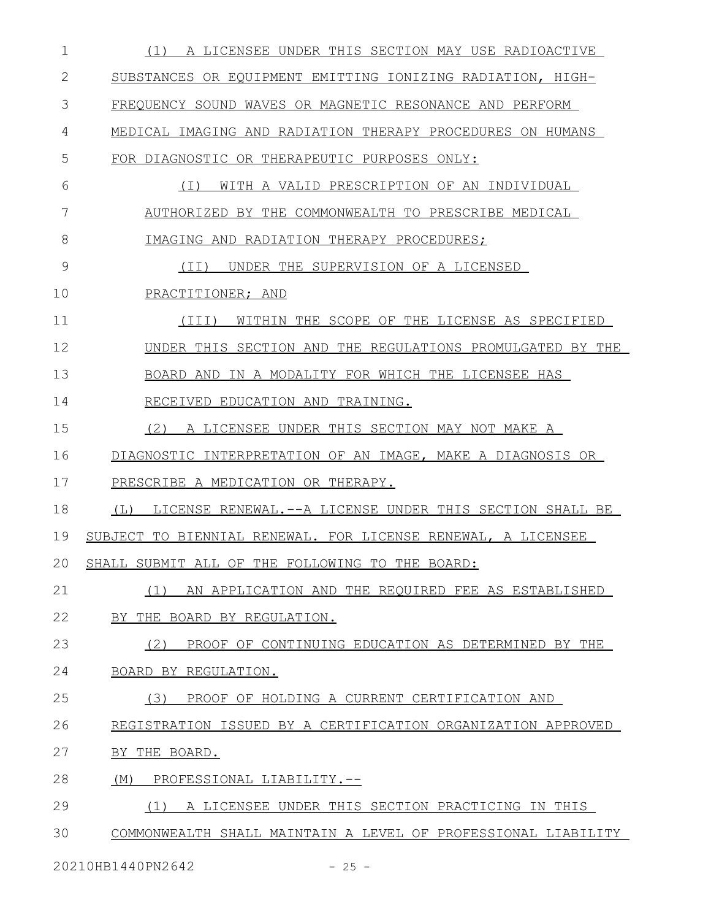(1) A LICENSEE UNDER THIS SECTION MAY USE RADIOACTIVE SUBSTANCES OR EQUIPMENT EMITTING IONIZING RADIATION, HIGH-FREQUENCY SOUND WAVES OR MAGNETIC RESONANCE AND PERFORM MEDICAL IMAGING AND RADIATION THERAPY PROCEDURES ON HUMANS FOR DIAGNOSTIC OR THERAPEUTIC PURPOSES ONLY:

(I) WITH A VALID PRESCRIPTION OF AN INDIVIDUAL AUTHORIZED BY THE COMMONWEALTH TO PRESCRIBE MEDICAL IMAGING AND RADIATION THERAPY PROCEDURES;

(II) UNDER THE SUPERVISION OF A LICENSED PRACTITIONER; AND

(III) WITHIN THE SCOPE OF THE LICENSE AS SPECIFIED UNDER THIS SECTION AND THE REGULATIONS PROMULGATED BY THE BOARD AND IN A MODALITY FOR WHICH THE LICENSEE HAS RECEIVED EDUCATION AND TRAINING.

(2) A LICENSEE UNDER THIS SECTION MAY NOT MAKE A DIAGNOSTIC INTERPRETATION OF AN IMAGE, MAKE A DIAGNOSIS OR PRESCRIBE A MEDICATION OR THERAPY.

(L) LICENSE RENEWAL.--A LICENSE UNDER THIS SECTION SHALL BE SUBJECT TO BIENNIAL RENEWAL. FOR LICENSE RENEWAL, A LICENSEE SHALL SUBMIT ALL OF THE FOLLOWING TO THE BOARD:

(1) AN APPLICATION AND THE REQUIRED FEE AS ESTABLISHED BY THE BOARD BY REGULATION.

(2) PROOF OF CONTINUING EDUCATION AS DETERMINED BY THE BOARD BY REGULATION.

(3) PROOF OF HOLDING A CURRENT CERTIFICATION AND REGISTRATION ISSUED BY A CERTIFICATION ORGANIZATION APPROVED BY THE BOARD.

(M) PROFESSIONAL LIABILITY.--

(1) A LICENSEE UNDER THIS SECTION PRACTICING IN THIS COMMONWEALTH SHALL MAINTAIN A LEVEL OF PROFESSIONAL LIABILITY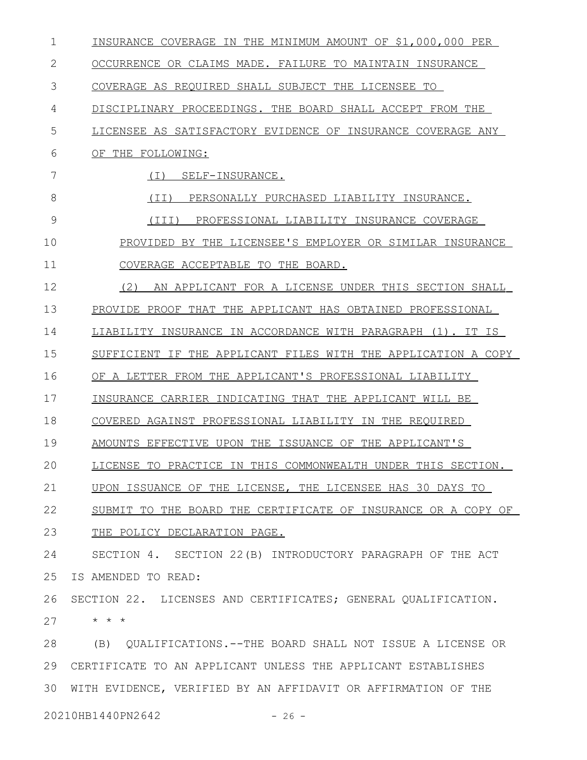INSURANCE COVERAGE IN THE MINIMUM AMOUNT OF $1,000,000 PER OCCURRENCE OR CLAIMS MADE. FAILURE TO MAINTAIN INSURANCE COVERAGE AS REQUIRED SHALL SUBJECT THE LICENSEE TO DISCIPLINARY PROCEEDINGS. THE BOARD SHALL ACCEPT FROM THE LICENSEE AS SATISFACTORY EVIDENCE OF INSURANCE COVERAGE ANY OF THE FOLLOWING:

(I) SELF-INSURANCE.

(II) PERSONALLY PURCHASED LIABILITY INSURANCE.

(III) PROFESSIONAL LIABILITY INSURANCE COVERAGE PROVIDED BY THE LICENSEE'S EMPLOYER OR SIMILAR INSURANCE COVERAGE ACCEPTABLE TO THE BOARD.

(2) AN APPLICANT FOR A LICENSE UNDER THIS SECTION SHALL PROVIDE PROOF THAT THE APPLICANT HAS OBTAINED PROFESSIONAL LIABILITY INSURANCE IN ACCORDANCE WITH PARAGRAPH (1). IT IS SUFFICIENT IF THE APPLICANT FILES WITH THE APPLICATION A COPY OF A LETTER FROM THE APPLICANT'S PROFESSIONAL LIABILITY INSURANCE CARRIER INDICATING THAT THE APPLICANT WILL BE COVERED AGAINST PROFESSIONAL LIABILITY IN THE REQUIRED AMOUNTS EFFECTIVE UPON THE ISSUANCE OF THE APPLICANT'S LICENSE TO PRACTICE IN THIS COMMONWEALTH UNDER THIS SECTION. UPON ISSUANCE OF THE LICENSE, THE LICENSEE HAS 30 DAYS TO SUBMIT TO THE BOARD THE CERTIFICATE OF INSURANCE OR A COPY OF THE POLICY DECLARATION PAGE.

SECTION 4. SECTION 22(B) INTRODUCTORY PARAGRAPH OF THE ACT IS AMENDED TO READ:

SECTION 22. LICENSES AND CERTIFICATES; GENERAL QUALIFICATION.

* * *

(B) QUALIFICATIONS.--THE BOARD SHALL NOT ISSUE A LICENSE OR CERTIFICATE TO AN APPLICANT UNLESS THE APPLICANT ESTABLISHES WITH EVIDENCE, VERIFIED BY AN AFFIDAVIT OR AFFIRMATION OF THE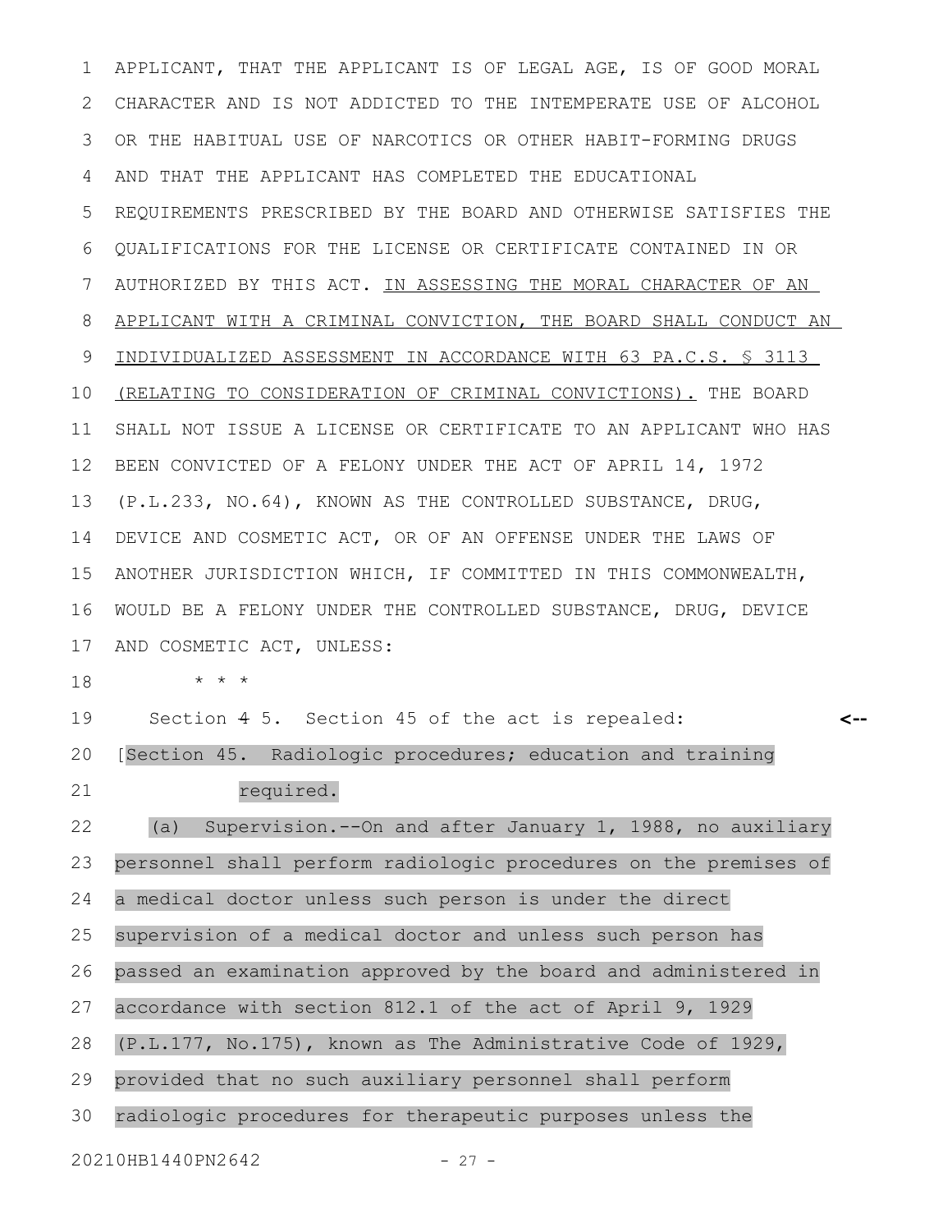APPLICANT, THAT THE APPLICANT IS OF LEGAL AGE, IS OF GOOD MORAL CHARACTER AND IS NOT ADDICTED TO THE INTEMPERATE USE OF ALCOHOL OR THE HABITUAL USE OF NARCOTICS OR OTHER HABIT-FORMING DRUGS AND THAT THE APPLICANT HAS COMPLETED THE EDUCATIONAL REQUIREMENTS PRESCRIBED BY THE BOARD AND OTHERWISE SATISFIES THE QUALIFICATIONS FOR THE LICENSE OR CERTIFICATE CONTAINED IN OR AUTHORIZED BY THIS ACT. <u>IN ASSESSING THE MORAL CHARACTER OF AN APPLICANT WITH A CRIMINAL CONVICTION, THE BOARD SHALL CONDUCT AN INDIVIDUALIZED ASSESSMENT IN ACCORDANCE WITH 63 PA.C.S. § 3113 (RELATING TO CONSIDERATION OF CRIMINAL CONVICTIONS).</u> THE BOARD SHALL NOT ISSUE A LICENSE OR CERTIFICATE TO AN APPLICANT WHO HAS BEEN CONVICTED OF A FELONY UNDER THE ACT OF APRIL 14, 1972 (P.L.233, NO.64), KNOWN AS THE CONTROLLED SUBSTANCE, DRUG, DEVICE AND COSMETIC ACT, OR OF AN OFFENSE UNDER THE LAWS OF ANOTHER JURISDICTION WHICH, IF COMMITTED IN THIS COMMONWEALTH, WOULD BE A FELONY UNDER THE CONTROLLED SUBSTANCE, DRUG, DEVICE AND COSMETIC ACT, UNLESS:

* * *

Section ~~4~~ 5. Section 45 of the act is repealed: <--

[Section 45. Radiologic procedures; education and training required.

(a) Supervision.--On and after January 1, 1988, no auxiliary personnel shall perform radiologic procedures on the premises of a medical doctor unless such person is under the direct supervision of a medical doctor and unless such person has passed an examination approved by the board and administered in accordance with section 812.1 of the act of April 9, 1929 (P.L.177, No.175), known as The Administrative Code of 1929, provided that no such auxiliary personnel shall perform radiologic procedures for therapeutic purposes unless the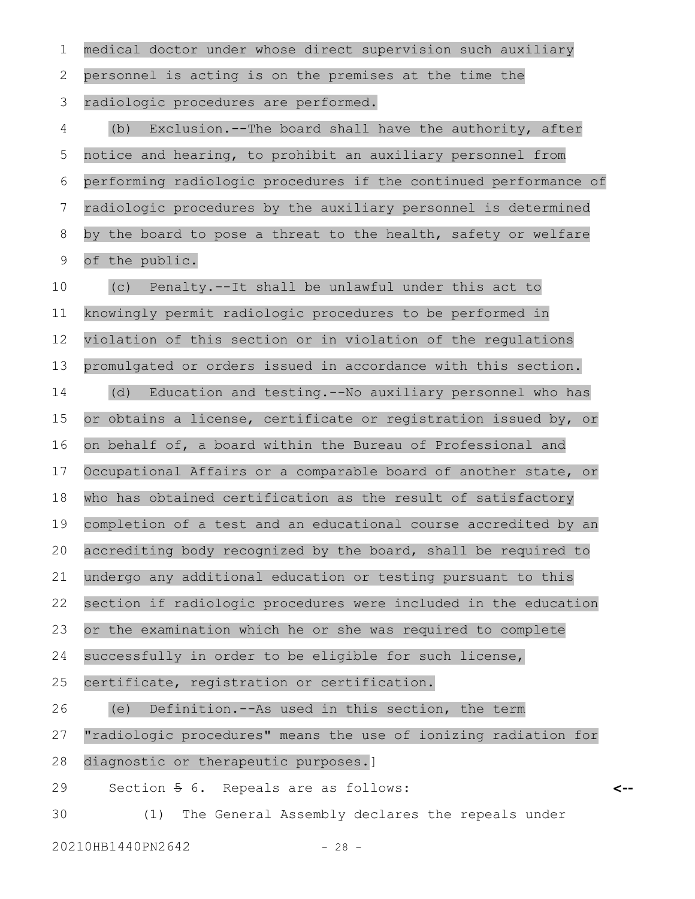medical doctor under whose direct supervision such auxiliary personnel is acting is on the premises at the time the radiologic procedures are performed.

(b) Exclusion.--The board shall have the authority, after notice and hearing, to prohibit an auxiliary personnel from performing radiologic procedures if the continued performance of radiologic procedures by the auxiliary personnel is determined by the board to pose a threat to the health, safety or welfare of the public.

(c) Penalty.--It shall be unlawful under this act to knowingly permit radiologic procedures to be performed in violation of this section or in violation of the regulations promulgated or orders issued in accordance with this section.

(d) Education and testing.--No auxiliary personnel who has or obtains a license, certificate or registration issued by, or on behalf of, a board within the Bureau of Professional and Occupational Affairs or a comparable board of another state, or who has obtained certification as the result of satisfactory completion of a test and an educational course accredited by an accrediting body recognized by the board, shall be required to undergo any additional education or testing pursuant to this section if radiologic procedures were included in the education or the examination which he or she was required to complete successfully in order to be eligible for such license, certificate, registration or certification.

(e) Definition.--As used in this section, the term "radiologic procedures" means the use of ionizing radiation for diagnostic or therapeutic purposes.]

Section ~~5~~ 6. Repeals are as follows: <--

(1) The General Assembly declares the repeals under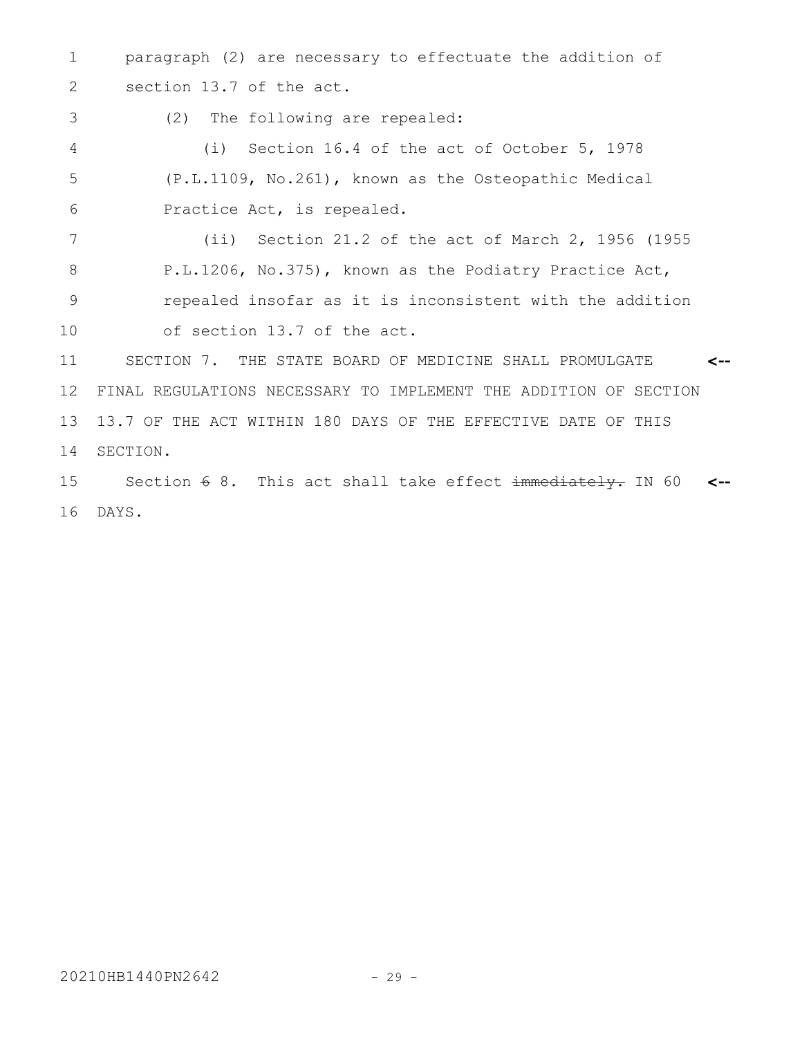paragraph (2) are necessary to effectuate the addition of section 13.7 of the act.

(2) The following are repealed:

(i) Section 16.4 of the act of October 5, 1978 (P.L.1109, No.261), known as the Osteopathic Medical Practice Act, is repealed.

(ii) Section 21.2 of the act of March 2, 1956 (1955 P.L.1206, No.375), known as the Podiatry Practice Act, repealed insofar as it is inconsistent with the addition of section 13.7 of the act.

SECTION 7. THE STATE BOARD OF MEDICINE SHALL PROMULGATE FINAL REGULATIONS NECESSARY TO IMPLEMENT THE ADDITION OF SECTION 13.7 OF THE ACT WITHIN 180 DAYS OF THE EFFECTIVE DATE OF THIS SECTION.

Section ~~6~~ 8. This act shall take effect ~~immediately.~~ IN 60 DAYS.